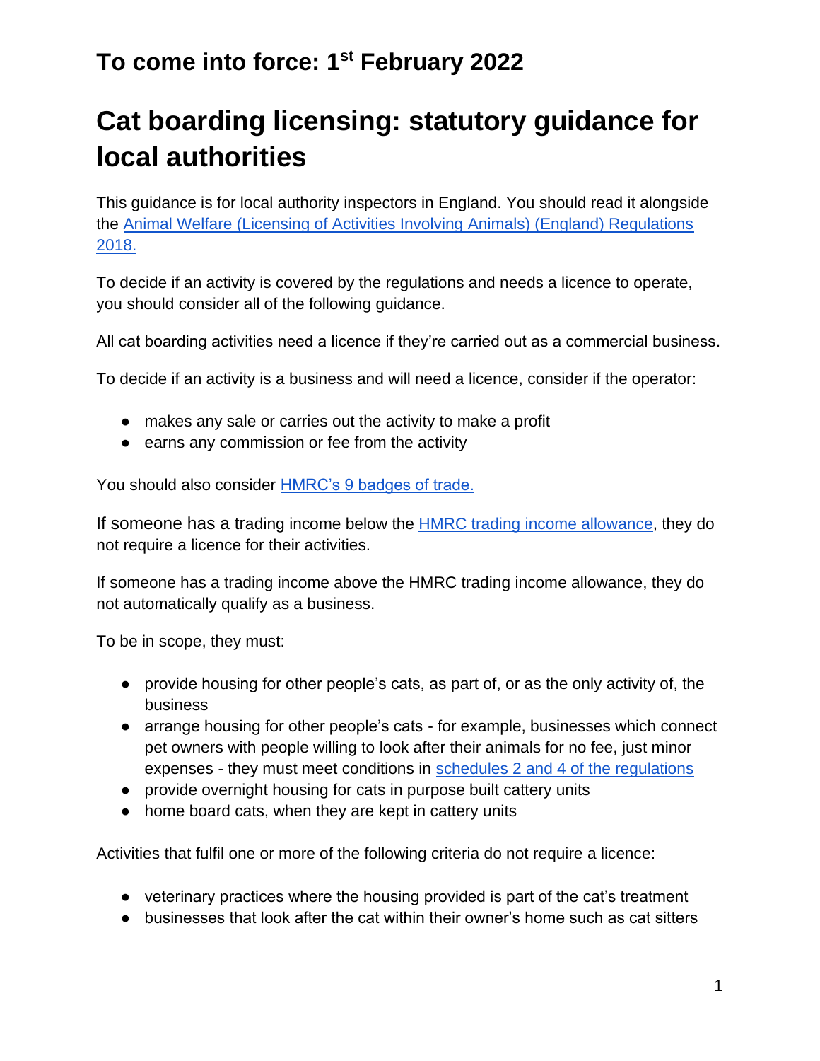## To come into force: 1st February 2022

# Cat boarding licensing: statutory guidance for local authorities

This guidance is for local authority inspectors in England. You should read it alongside the [Animal Welfare (Licensing of Activities Involving Animals) (England) Regulations 2018.]()

To decide if an activity is covered by the regulations and needs a licence to operate, you should consider all of the following guidance.

All cat boarding activities need a licence if they're carried out as a commercial business.

To decide if an activity is a business and will need a licence, consider if the operator:

- makes any sale or carries out the activity to make a profit
- earns any commission or fee from the activity

You should also consider [HMRC's 9 badges of trade.]()

If someone has a trading income below the [HMRC trading income allowance](), they do not require a licence for their activities.

If someone has a trading income above the HMRC trading income allowance, they do not automatically qualify as a business.

To be in scope, they must:

- provide housing for other people's cats, as part of, or as the only activity of, the business
- arrange housing for other people's cats - for example, businesses which connect pet owners with people willing to look after their animals for no fee, just minor expenses - they must meet conditions in [schedules 2 and 4 of the regulations]()
- provide overnight housing for cats in purpose built cattery units
- home board cats, when they are kept in cattery units

Activities that fulfil one or more of the following criteria do not require a licence:

- veterinary practices where the housing provided is part of the cat's treatment
- businesses that look after the cat within their owner's home such as cat sitters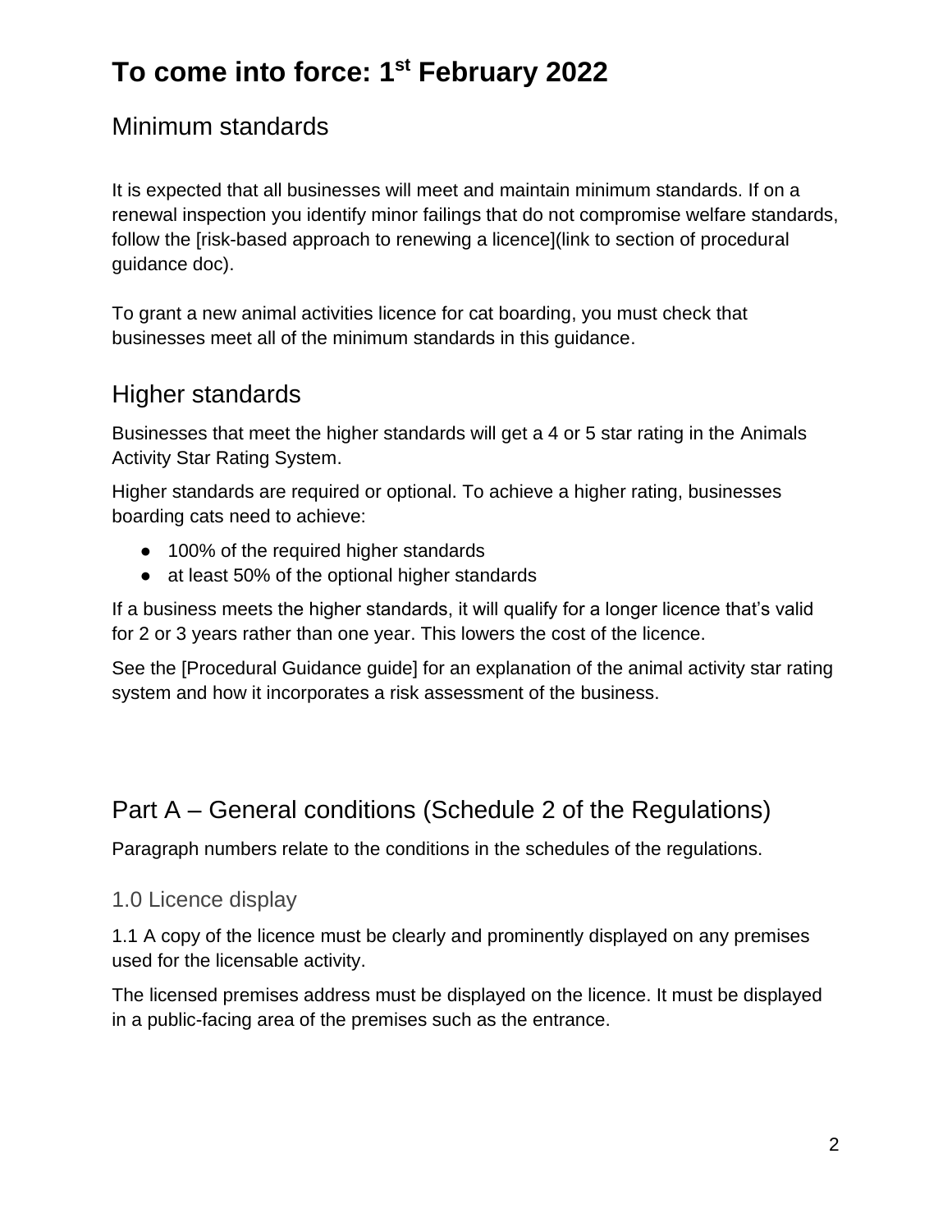# To come into force: 1st February 2022

## Minimum standards

It is expected that all businesses will meet and maintain minimum standards. If on a renewal inspection you identify minor failings that do not compromise welfare standards, follow the [risk-based approach to renewing a licence](link to section of procedural guidance doc).

To grant a new animal activities licence for cat boarding, you must check that businesses meet all of the minimum standards in this guidance.

## Higher standards

Businesses that meet the higher standards will get a 4 or 5 star rating in the Animals Activity Star Rating System.

Higher standards are required or optional. To achieve a higher rating, businesses boarding cats need to achieve:

- 100% of the required higher standards
- at least 50% of the optional higher standards

If a business meets the higher standards, it will qualify for a longer licence that's valid for 2 or 3 years rather than one year. This lowers the cost of the licence.

See the [Procedural Guidance guide] for an explanation of the animal activity star rating system and how it incorporates a risk assessment of the business.

## Part A – General conditions (Schedule 2 of the Regulations)

Paragraph numbers relate to the conditions in the schedules of the regulations.

### 1.0 Licence display

1.1 A copy of the licence must be clearly and prominently displayed on any premises used for the licensable activity.

The licensed premises address must be displayed on the licence. It must be displayed in a public-facing area of the premises such as the entrance.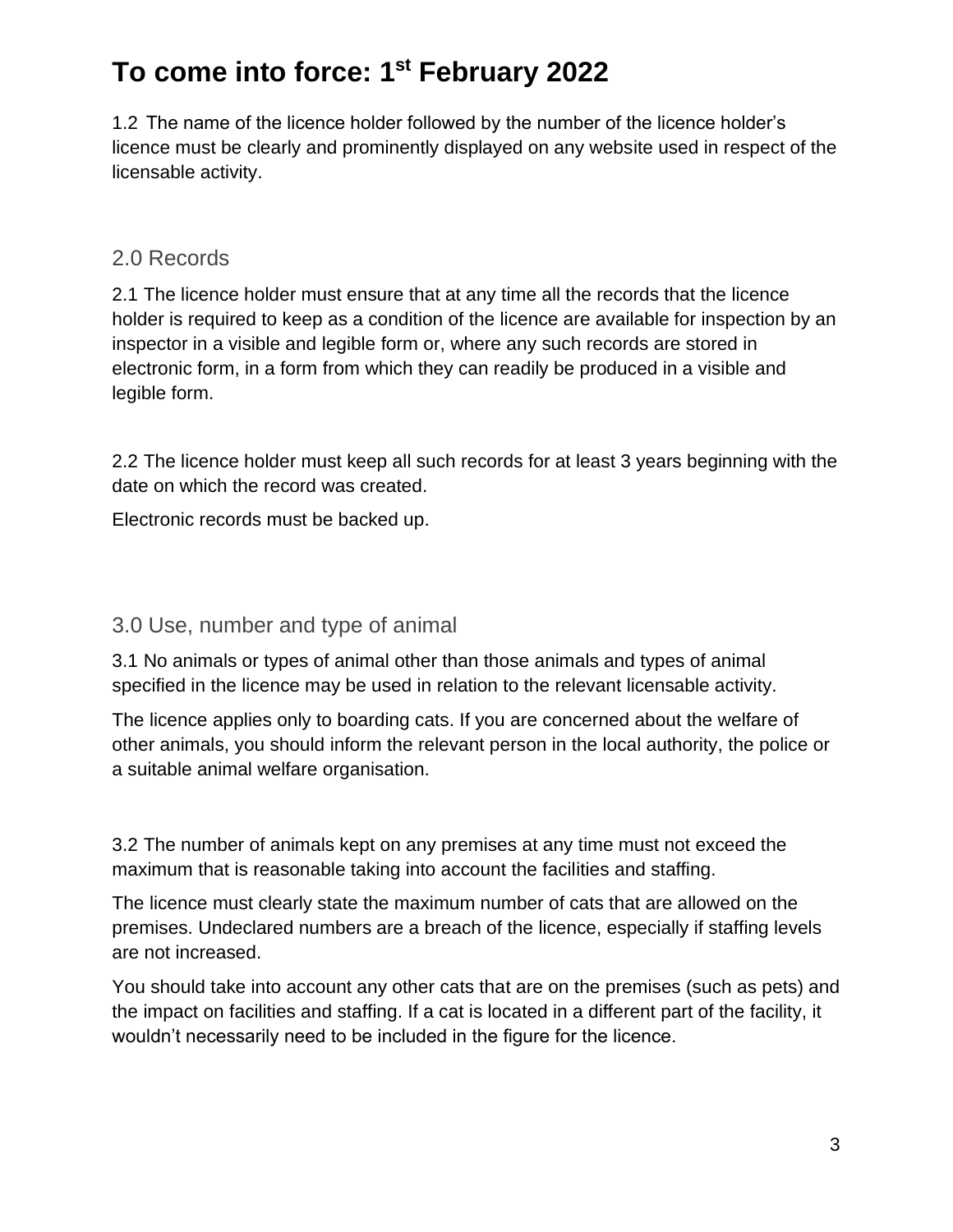# To come into force: 1st February 2022

1.2 The name of the licence holder followed by the number of the licence holder's licence must be clearly and prominently displayed on any website used in respect of the licensable activity.

## 2.0 Records

2.1 The licence holder must ensure that at any time all the records that the licence holder is required to keep as a condition of the licence are available for inspection by an inspector in a visible and legible form or, where any such records are stored in electronic form, in a form from which they can readily be produced in a visible and legible form.

2.2 The licence holder must keep all such records for at least 3 years beginning with the date on which the record was created.

Electronic records must be backed up.

## 3.0 Use, number and type of animal

3.1 No animals or types of animal other than those animals and types of animal specified in the licence may be used in relation to the relevant licensable activity.

The licence applies only to boarding cats. If you are concerned about the welfare of other animals, you should inform the relevant person in the local authority, the police or a suitable animal welfare organisation.

3.2 The number of animals kept on any premises at any time must not exceed the maximum that is reasonable taking into account the facilities and staffing.

The licence must clearly state the maximum number of cats that are allowed on the premises. Undeclared numbers are a breach of the licence, especially if staffing levels are not increased.

You should take into account any other cats that are on the premises (such as pets) and the impact on facilities and staffing. If a cat is located in a different part of the facility, it wouldn't necessarily need to be included in the figure for the licence.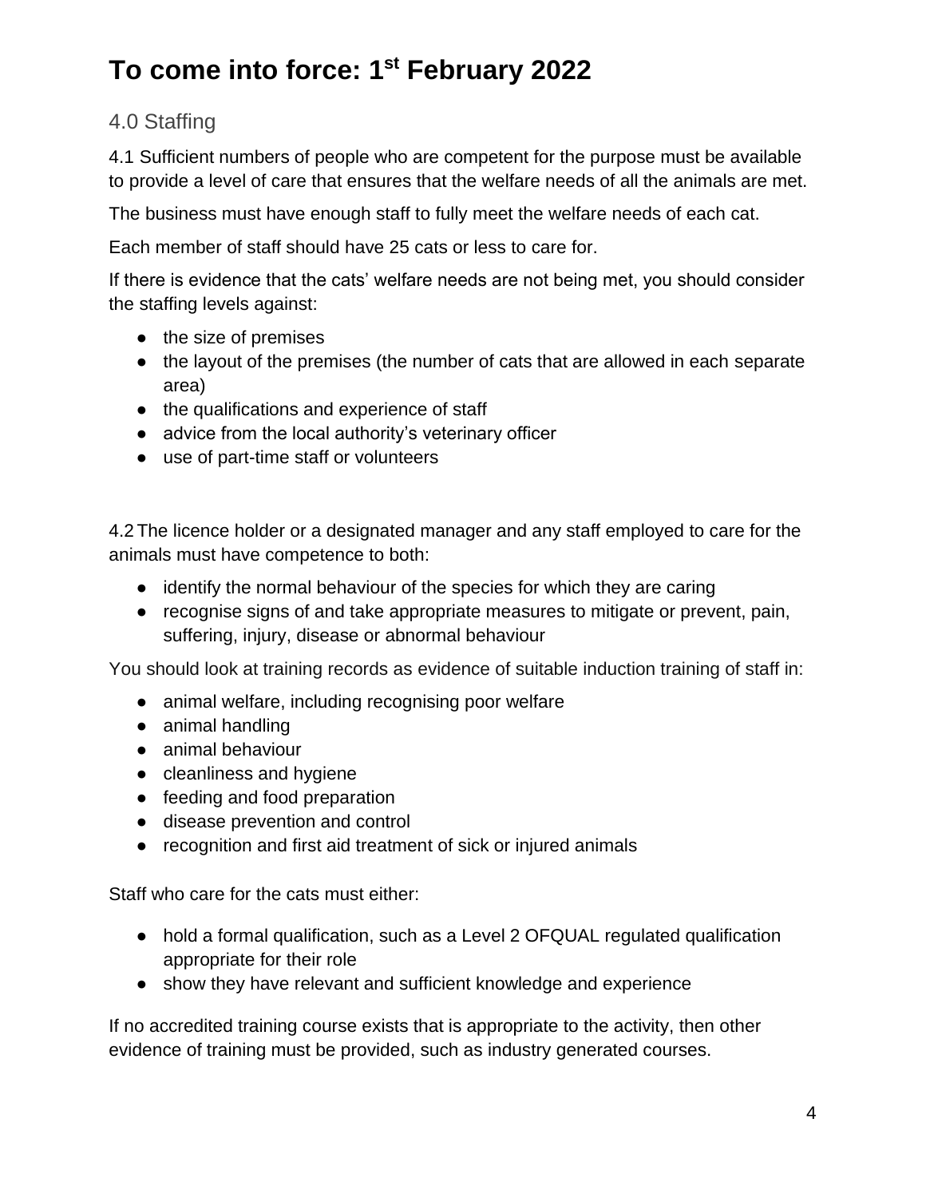# To come into force: 1st February 2022

## 4.0 Staffing

4.1 Sufficient numbers of people who are competent for the purpose must be available to provide a level of care that ensures that the welfare needs of all the animals are met.

The business must have enough staff to fully meet the welfare needs of each cat.

Each member of staff should have 25 cats or less to care for.

If there is evidence that the cats' welfare needs are not being met, you should consider the staffing levels against:

- the size of premises
- the layout of the premises (the number of cats that are allowed in each separate area)
- the qualifications and experience of staff
- advice from the local authority's veterinary officer
- use of part-time staff or volunteers

4.2 The licence holder or a designated manager and any staff employed to care for the animals must have competence to both:

- identify the normal behaviour of the species for which they are caring
- recognise signs of and take appropriate measures to mitigate or prevent, pain, suffering, injury, disease or abnormal behaviour

You should look at training records as evidence of suitable induction training of staff in:

- animal welfare, including recognising poor welfare
- animal handling
- animal behaviour
- cleanliness and hygiene
- feeding and food preparation
- disease prevention and control
- recognition and first aid treatment of sick or injured animals

Staff who care for the cats must either:

- hold a formal qualification, such as a Level 2 OFQUAL regulated qualification appropriate for their role
- show they have relevant and sufficient knowledge and experience

If no accredited training course exists that is appropriate to the activity, then other evidence of training must be provided, such as industry generated courses.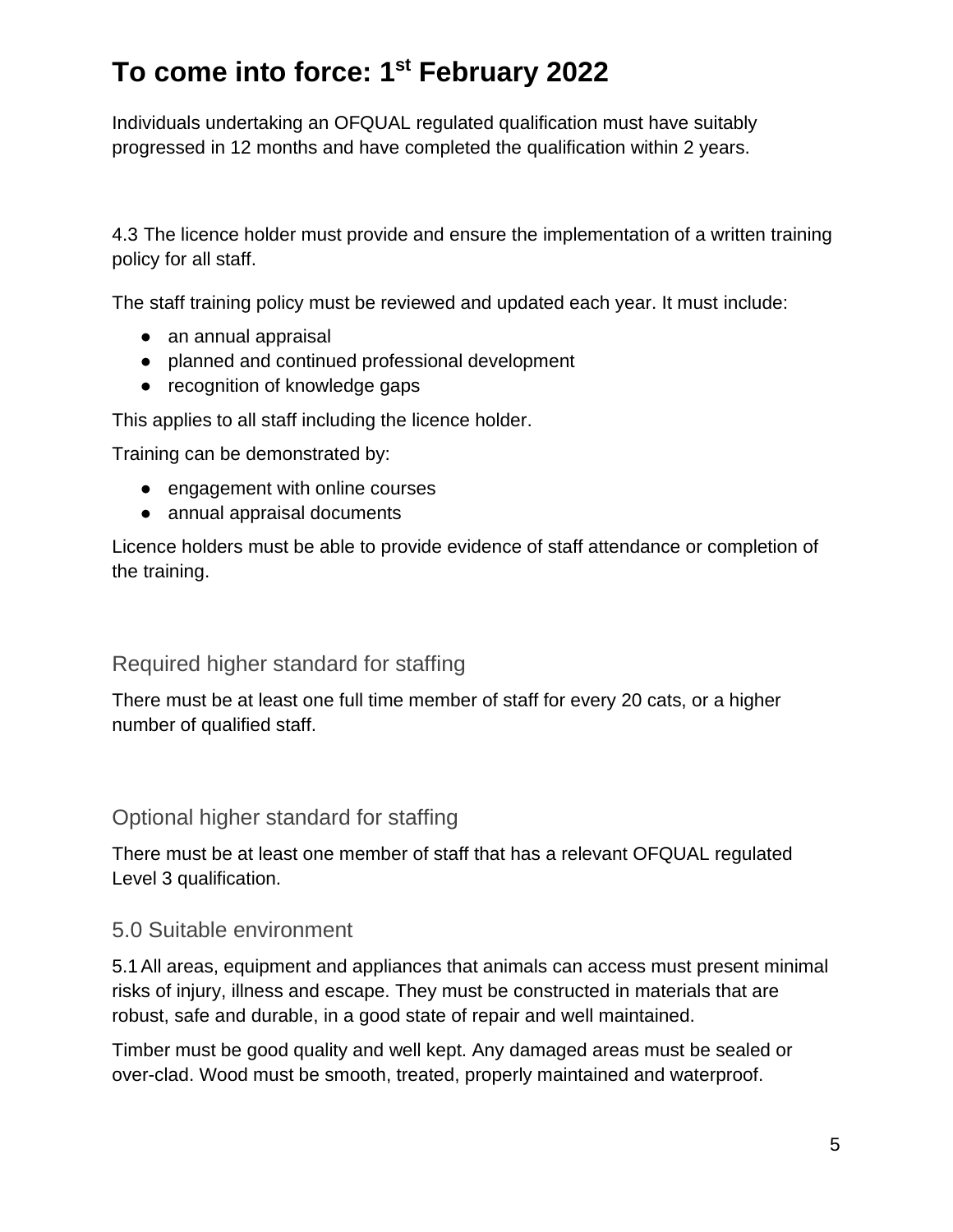# To come into force: 1st February 2022

Individuals undertaking an OFQUAL regulated qualification must have suitably progressed in 12 months and have completed the qualification within 2 years.

4.3 The licence holder must provide and ensure the implementation of a written training policy for all staff.

The staff training policy must be reviewed and updated each year. It must include:

- an annual appraisal
- planned and continued professional development
- recognition of knowledge gaps

This applies to all staff including the licence holder.

Training can be demonstrated by:

- engagement with online courses
- annual appraisal documents

Licence holders must be able to provide evidence of staff attendance or completion of the training.

### Required higher standard for staffing

There must be at least one full time member of staff for every 20 cats, or a higher number of qualified staff.

### Optional higher standard for staffing

There must be at least one member of staff that has a relevant OFQUAL regulated Level 3 qualification.

### 5.0 Suitable environment

5.1 All areas, equipment and appliances that animals can access must present minimal risks of injury, illness and escape. They must be constructed in materials that are robust, safe and durable, in a good state of repair and well maintained.

Timber must be good quality and well kept. Any damaged areas must be sealed or over-clad. Wood must be smooth, treated, properly maintained and waterproof.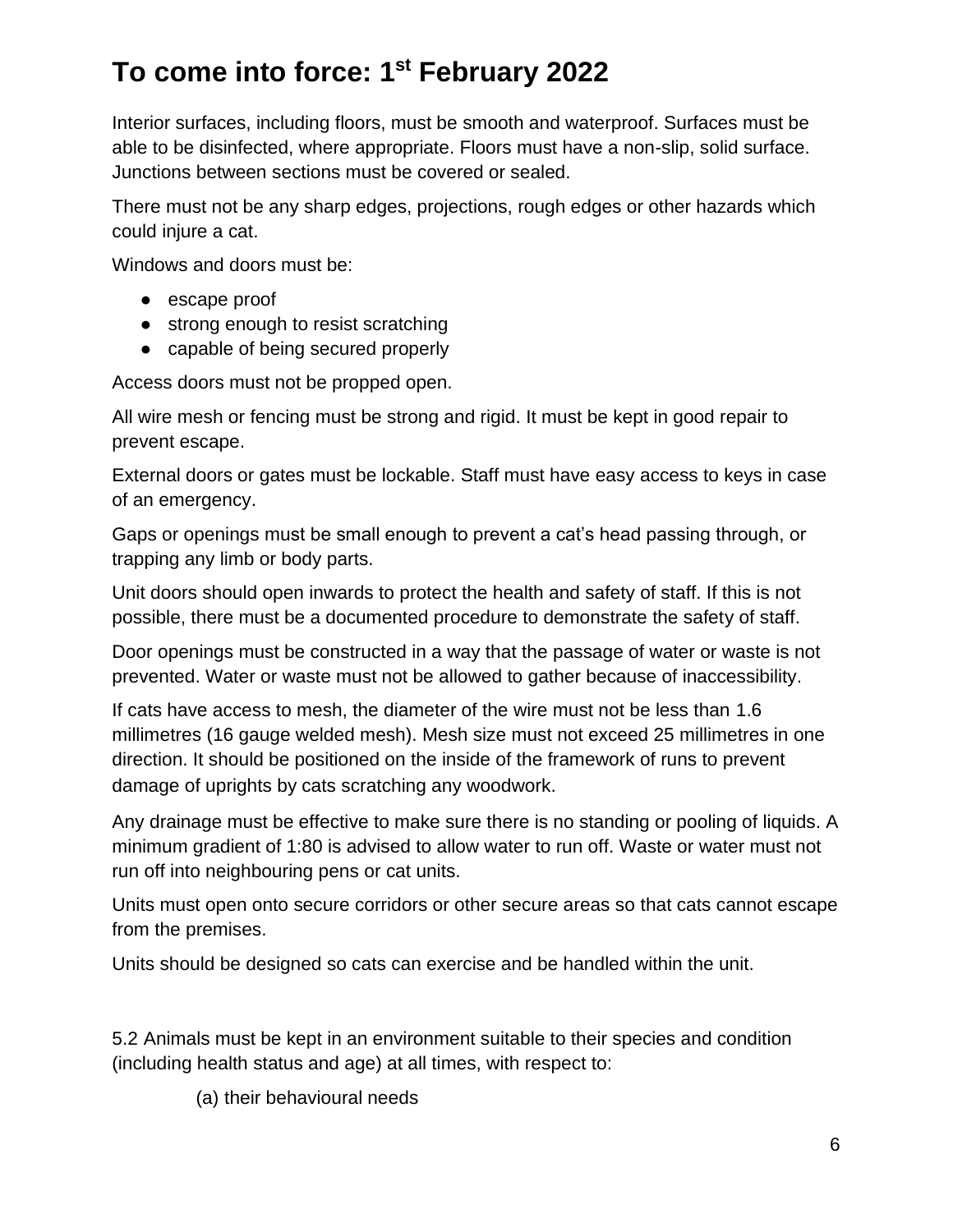## To come into force: 1st February 2022

Interior surfaces, including floors, must be smooth and waterproof. Surfaces must be able to be disinfected, where appropriate. Floors must have a non-slip, solid surface. Junctions between sections must be covered or sealed.

There must not be any sharp edges, projections, rough edges or other hazards which could injure a cat.

Windows and doors must be:

- escape proof
- strong enough to resist scratching
- capable of being secured properly

Access doors must not be propped open.

All wire mesh or fencing must be strong and rigid. It must be kept in good repair to prevent escape.

External doors or gates must be lockable. Staff must have easy access to keys in case of an emergency.

Gaps or openings must be small enough to prevent a cat's head passing through, or trapping any limb or body parts.

Unit doors should open inwards to protect the health and safety of staff. If this is not possible, there must be a documented procedure to demonstrate the safety of staff.

Door openings must be constructed in a way that the passage of water or waste is not prevented. Water or waste must not be allowed to gather because of inaccessibility.

If cats have access to mesh, the diameter of the wire must not be less than 1.6 millimetres (16 gauge welded mesh). Mesh size must not exceed 25 millimetres in one direction. It should be positioned on the inside of the framework of runs to prevent damage of uprights by cats scratching any woodwork.

Any drainage must be effective to make sure there is no standing or pooling of liquids. A minimum gradient of 1:80 is advised to allow water to run off. Waste or water must not run off into neighbouring pens or cat units.

Units must open onto secure corridors or other secure areas so that cats cannot escape from the premises.

Units should be designed so cats can exercise and be handled within the unit.

5.2 Animals must be kept in an environment suitable to their species and condition (including health status and age) at all times, with respect to:

(a) their behavioural needs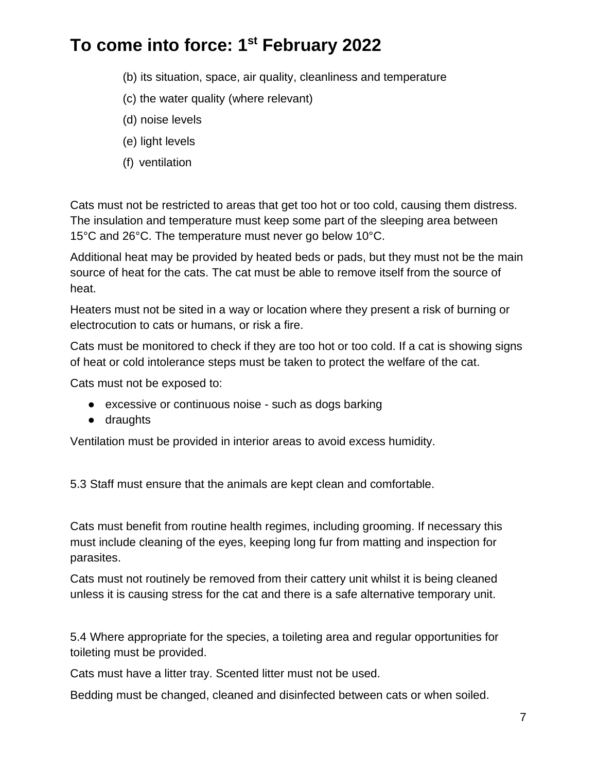# To come into force: 1st February 2022

(b) its situation, space, air quality, cleanliness and temperature

(c) the water quality (where relevant)

(d) noise levels

(e) light levels

(f) ventilation

Cats must not be restricted to areas that get too hot or too cold, causing them distress. The insulation and temperature must keep some part of the sleeping area between 15°C and 26°C. The temperature must never go below 10°C.

Additional heat may be provided by heated beds or pads, but they must not be the main source of heat for the cats. The cat must be able to remove itself from the source of heat.

Heaters must not be sited in a way or location where they present a risk of burning or electrocution to cats or humans, or risk a fire.

Cats must be monitored to check if they are too hot or too cold. If a cat is showing signs of heat or cold intolerance steps must be taken to protect the welfare of the cat.

Cats must not be exposed to:

- excessive or continuous noise - such as dogs barking
- draughts

Ventilation must be provided in interior areas to avoid excess humidity.

5.3 Staff must ensure that the animals are kept clean and comfortable.

Cats must benefit from routine health regimes, including grooming. If necessary this must include cleaning of the eyes, keeping long fur from matting and inspection for parasites.

Cats must not routinely be removed from their cattery unit whilst it is being cleaned unless it is causing stress for the cat and there is a safe alternative temporary unit.

5.4 Where appropriate for the species, a toileting area and regular opportunities for toileting must be provided.

Cats must have a litter tray. Scented litter must not be used.

Bedding must be changed, cleaned and disinfected between cats or when soiled.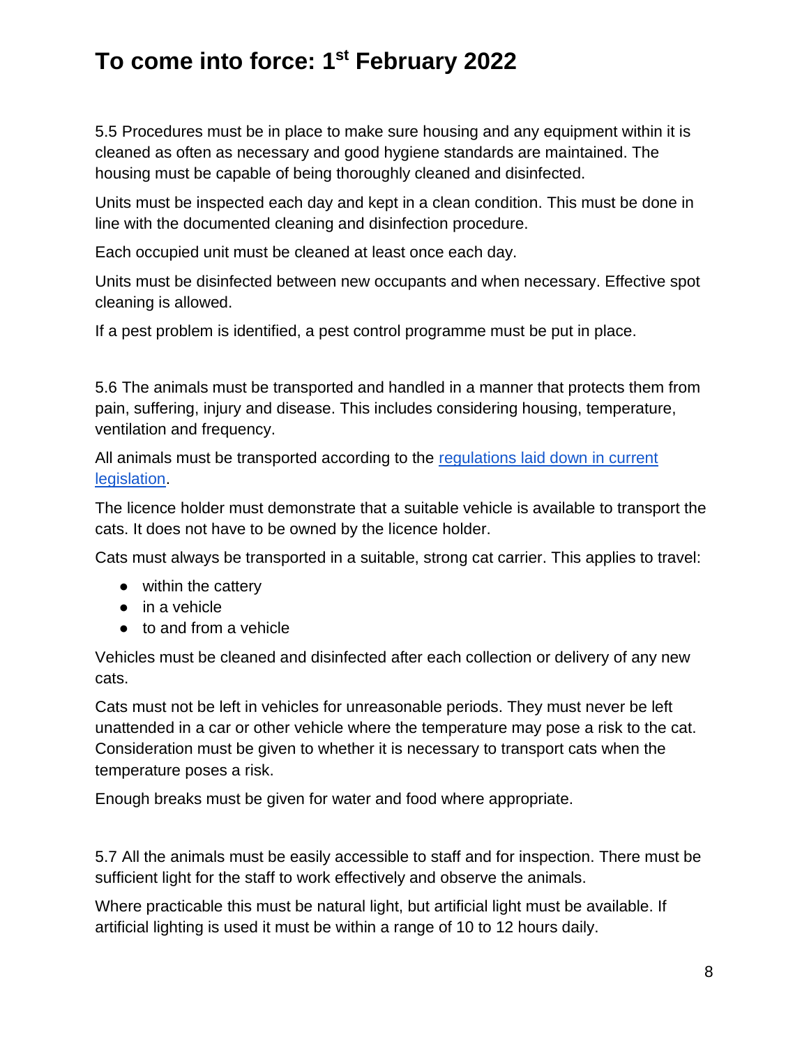# To come into force: 1st February 2022

5.5 Procedures must be in place to make sure housing and any equipment within it is cleaned as often as necessary and good hygiene standards are maintained. The housing must be capable of being thoroughly cleaned and disinfected.

Units must be inspected each day and kept in a clean condition. This must be done in line with the documented cleaning and disinfection procedure.

Each occupied unit must be cleaned at least once each day.

Units must be disinfected between new occupants and when necessary. Effective spot cleaning is allowed.

If a pest problem is identified, a pest control programme must be put in place.

5.6 The animals must be transported and handled in a manner that protects them from pain, suffering, injury and disease. This includes considering housing, temperature, ventilation and frequency.

All animals must be transported according to the regulations laid down in current legislation.

The licence holder must demonstrate that a suitable vehicle is available to transport the cats. It does not have to be owned by the licence holder.

Cats must always be transported in a suitable, strong cat carrier. This applies to travel:

- within the cattery
- in a vehicle
- to and from a vehicle

Vehicles must be cleaned and disinfected after each collection or delivery of any new cats.

Cats must not be left in vehicles for unreasonable periods. They must never be left unattended in a car or other vehicle where the temperature may pose a risk to the cat. Consideration must be given to whether it is necessary to transport cats when the temperature poses a risk.

Enough breaks must be given for water and food where appropriate.

5.7 All the animals must be easily accessible to staff and for inspection. There must be sufficient light for the staff to work effectively and observe the animals.

Where practicable this must be natural light, but artificial light must be available. If artificial lighting is used it must be within a range of 10 to 12 hours daily.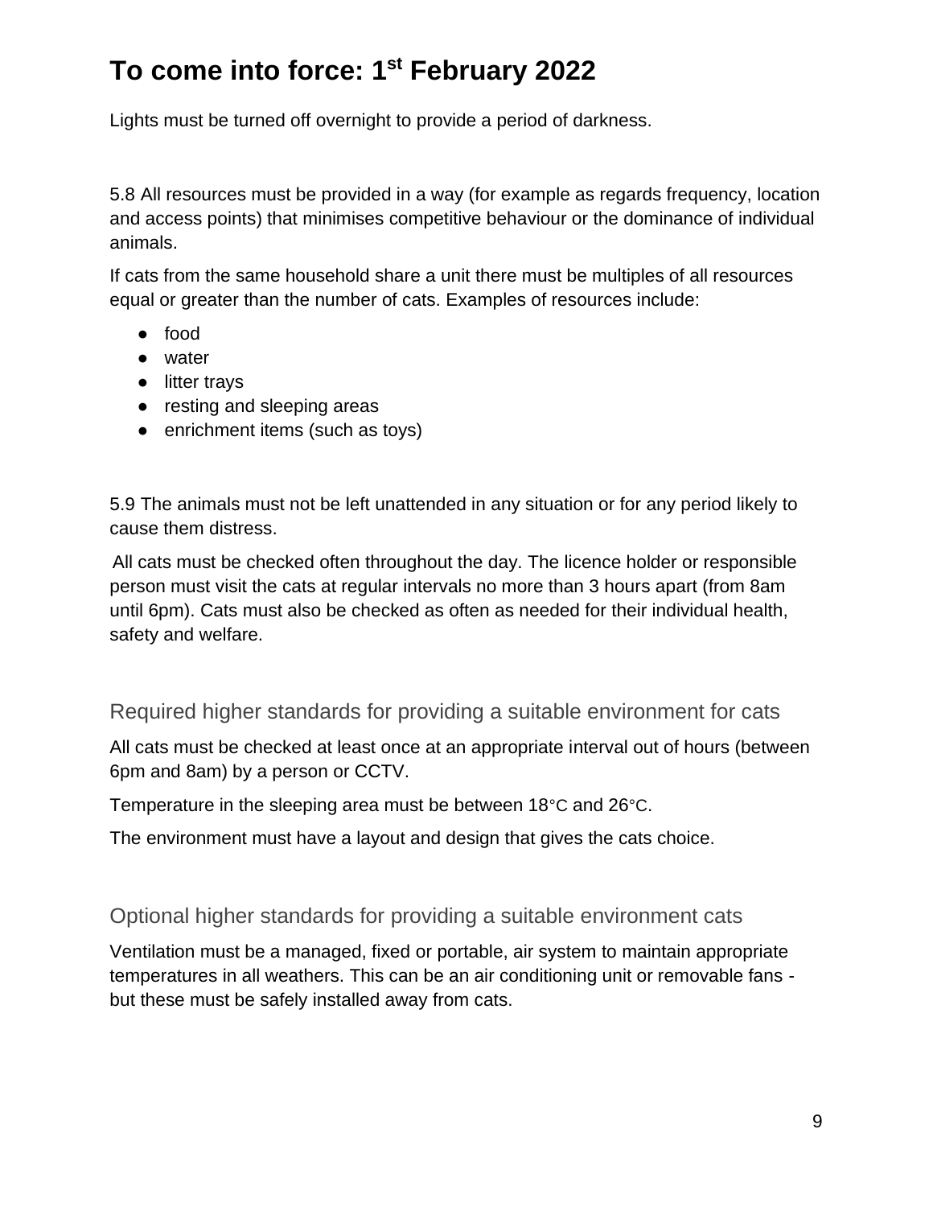# To come into force: 1st February 2022

Lights must be turned off overnight to provide a period of darkness.

5.8 All resources must be provided in a way (for example as regards frequency, location and access points) that minimises competitive behaviour or the dominance of individual animals.

If cats from the same household share a unit there must be multiples of all resources equal or greater than the number of cats. Examples of resources include:

- food
- water
- litter trays
- resting and sleeping areas
- enrichment items (such as toys)

5.9 The animals must not be left unattended in any situation or for any period likely to cause them distress.

All cats must be checked often throughout the day. The licence holder or responsible person must visit the cats at regular intervals no more than 3 hours apart (from 8am until 6pm). Cats must also be checked as often as needed for their individual health, safety and welfare.

### Required higher standards for providing a suitable environment for cats

All cats must be checked at least once at an appropriate interval out of hours (between 6pm and 8am) by a person or CCTV.

Temperature in the sleeping area must be between 18°C and 26°C.

The environment must have a layout and design that gives the cats choice.

### Optional higher standards for providing a suitable environment cats

Ventilation must be a managed, fixed or portable, air system to maintain appropriate temperatures in all weathers. This can be an air conditioning unit or removable fans - but these must be safely installed away from cats.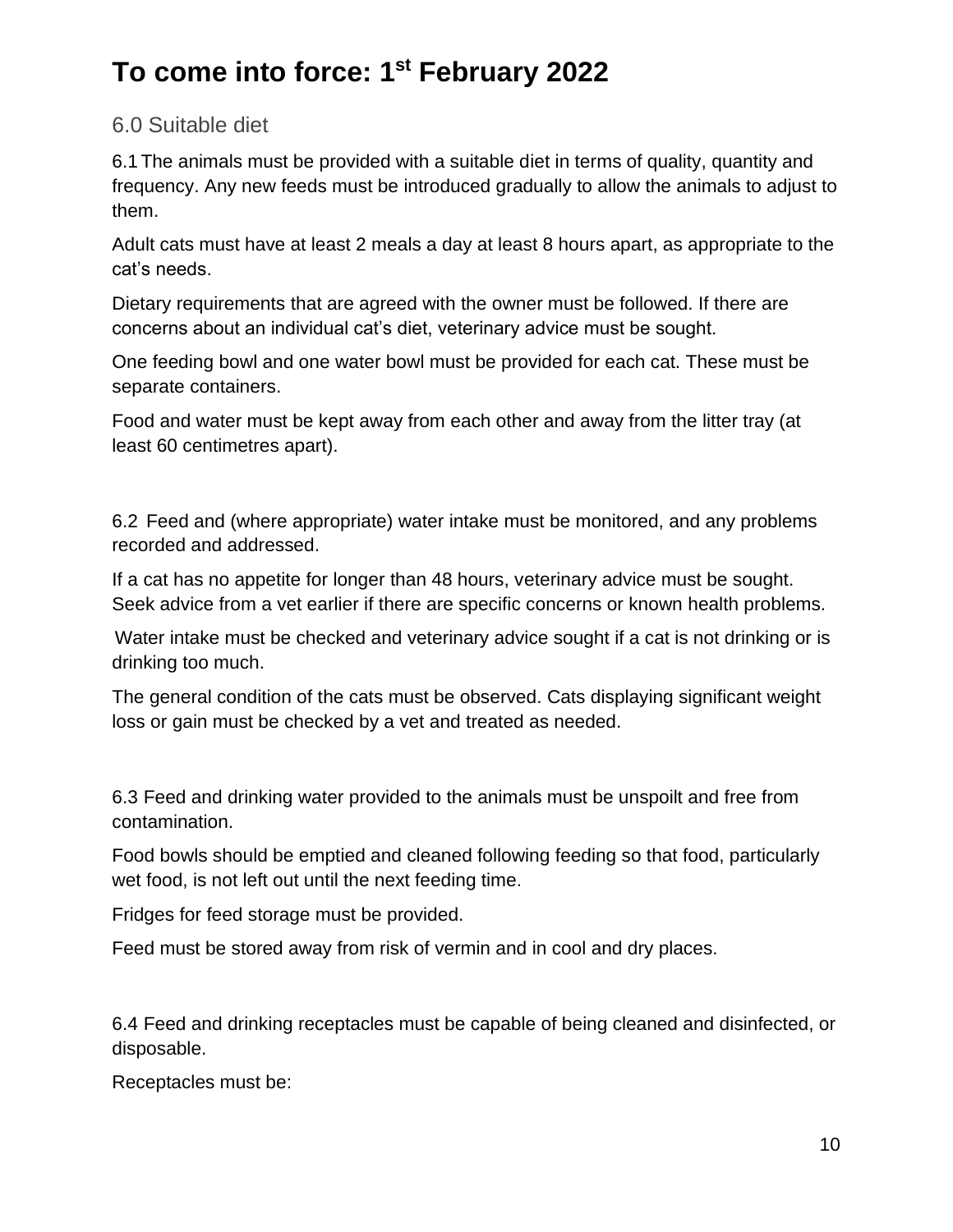# To come into force: 1st February 2022

## 6.0 Suitable diet

6.1 The animals must be provided with a suitable diet in terms of quality, quantity and frequency. Any new feeds must be introduced gradually to allow the animals to adjust to them.

Adult cats must have at least 2 meals a day at least 8 hours apart, as appropriate to the cat's needs.

Dietary requirements that are agreed with the owner must be followed. If there are concerns about an individual cat's diet, veterinary advice must be sought.

One feeding bowl and one water bowl must be provided for each cat. These must be separate containers.

Food and water must be kept away from each other and away from the litter tray (at least 60 centimetres apart).

6.2 Feed and (where appropriate) water intake must be monitored, and any problems recorded and addressed.

If a cat has no appetite for longer than 48 hours, veterinary advice must be sought. Seek advice from a vet earlier if there are specific concerns or known health problems.

Water intake must be checked and veterinary advice sought if a cat is not drinking or is drinking too much.

The general condition of the cats must be observed. Cats displaying significant weight loss or gain must be checked by a vet and treated as needed.

6.3 Feed and drinking water provided to the animals must be unspoilt and free from contamination.

Food bowls should be emptied and cleaned following feeding so that food, particularly wet food, is not left out until the next feeding time.

Fridges for feed storage must be provided.

Feed must be stored away from risk of vermin and in cool and dry places.

6.4 Feed and drinking receptacles must be capable of being cleaned and disinfected, or disposable.

Receptacles must be: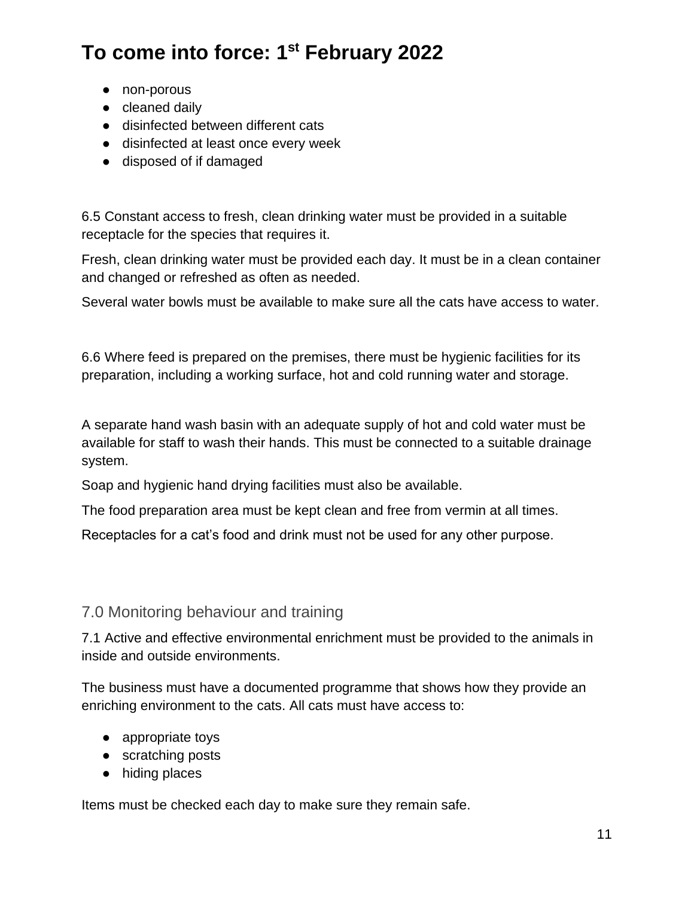# To come into force: 1st February 2022

- non-porous
- cleaned daily
- disinfected between different cats
- disinfected at least once every week
- disposed of if damaged

6.5 Constant access to fresh, clean drinking water must be provided in a suitable receptacle for the species that requires it.

Fresh, clean drinking water must be provided each day. It must be in a clean container and changed or refreshed as often as needed.

Several water bowls must be available to make sure all the cats have access to water.

6.6 Where feed is prepared on the premises, there must be hygienic facilities for its preparation, including a working surface, hot and cold running water and storage.

A separate hand wash basin with an adequate supply of hot and cold water must be available for staff to wash their hands. This must be connected to a suitable drainage system.

Soap and hygienic hand drying facilities must also be available.

The food preparation area must be kept clean and free from vermin at all times.

Receptacles for a cat's food and drink must not be used for any other purpose.

## 7.0 Monitoring behaviour and training

7.1 Active and effective environmental enrichment must be provided to the animals in inside and outside environments.

The business must have a documented programme that shows how they provide an enriching environment to the cats. All cats must have access to:

- appropriate toys
- scratching posts
- hiding places

Items must be checked each day to make sure they remain safe.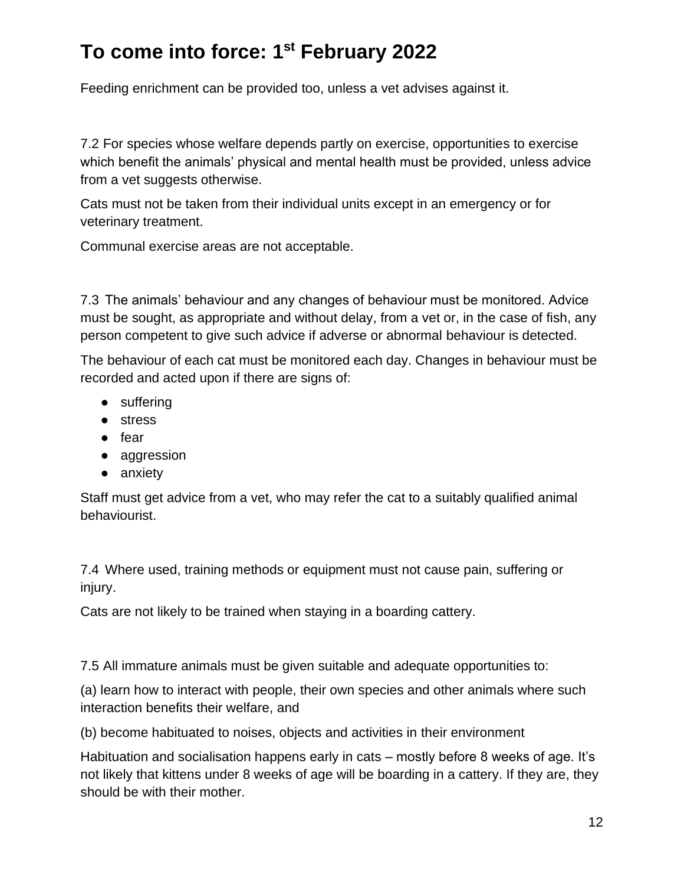# To come into force: 1st February 2022

Feeding enrichment can be provided too, unless a vet advises against it.

7.2 For species whose welfare depends partly on exercise, opportunities to exercise which benefit the animals' physical and mental health must be provided, unless advice from a vet suggests otherwise.

Cats must not be taken from their individual units except in an emergency or for veterinary treatment.

Communal exercise areas are not acceptable.

7.3 The animals' behaviour and any changes of behaviour must be monitored. Advice must be sought, as appropriate and without delay, from a vet or, in the case of fish, any person competent to give such advice if adverse or abnormal behaviour is detected.

The behaviour of each cat must be monitored each day. Changes in behaviour must be recorded and acted upon if there are signs of:

- suffering
- stress
- fear
- aggression
- anxiety

Staff must get advice from a vet, who may refer the cat to a suitably qualified animal behaviourist.

7.4 Where used, training methods or equipment must not cause pain, suffering or injury.

Cats are not likely to be trained when staying in a boarding cattery.

7.5 All immature animals must be given suitable and adequate opportunities to:

(a) learn how to interact with people, their own species and other animals where such interaction benefits their welfare, and

(b) become habituated to noises, objects and activities in their environment

Habituation and socialisation happens early in cats – mostly before 8 weeks of age. It's not likely that kittens under 8 weeks of age will be boarding in a cattery. If they are, they should be with their mother.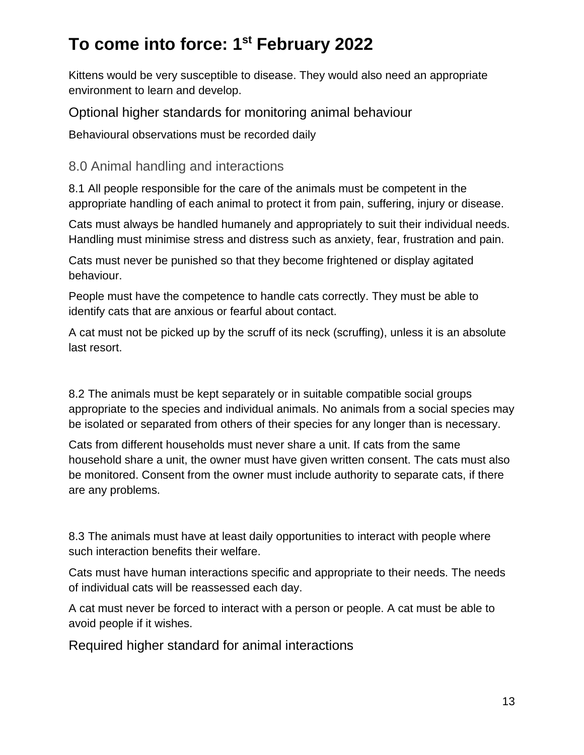# To come into force: 1st February 2022

Kittens would be very susceptible to disease. They would also need an appropriate environment to learn and develop.

### Optional higher standards for monitoring animal behaviour

Behavioural observations must be recorded daily

## 8.0 Animal handling and interactions

8.1 All people responsible for the care of the animals must be competent in the appropriate handling of each animal to protect it from pain, suffering, injury or disease.

Cats must always be handled humanely and appropriately to suit their individual needs. Handling must minimise stress and distress such as anxiety, fear, frustration and pain.

Cats must never be punished so that they become frightened or display agitated behaviour.

People must have the competence to handle cats correctly. They must be able to identify cats that are anxious or fearful about contact.

A cat must not be picked up by the scruff of its neck (scruffing), unless it is an absolute last resort.

8.2 The animals must be kept separately or in suitable compatible social groups appropriate to the species and individual animals. No animals from a social species may be isolated or separated from others of their species for any longer than is necessary.

Cats from different households must never share a unit. If cats from the same household share a unit, the owner must have given written consent. The cats must also be monitored. Consent from the owner must include authority to separate cats, if there are any problems.

8.3 The animals must have at least daily opportunities to interact with people where such interaction benefits their welfare.

Cats must have human interactions specific and appropriate to their needs. The needs of individual cats will be reassessed each day.

A cat must never be forced to interact with a person or people. A cat must be able to avoid people if it wishes.

### Required higher standard for animal interactions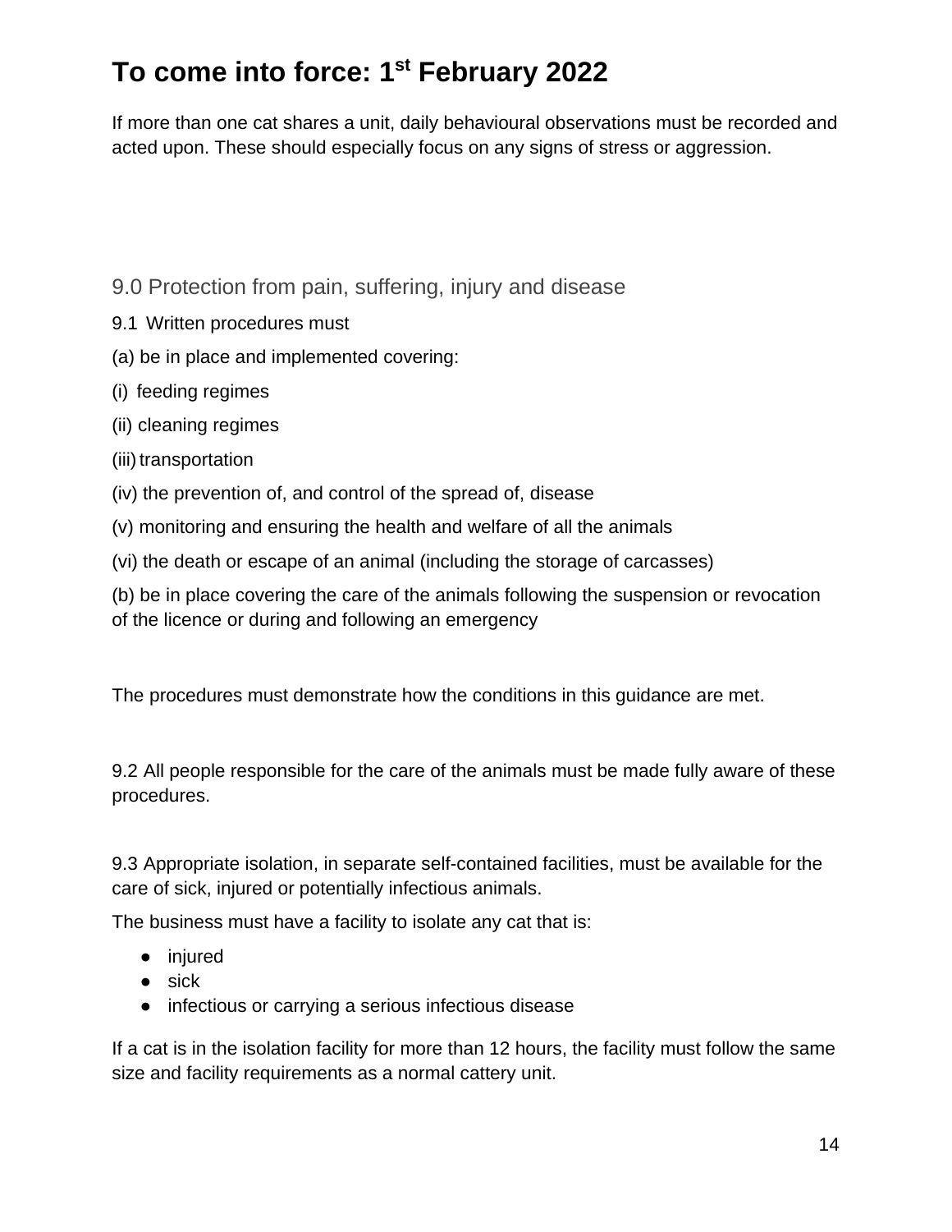# To come into force: 1st February 2022

If more than one cat shares a unit, daily behavioural observations must be recorded and acted upon. These should especially focus on any signs of stress or aggression.

## 9.0 Protection from pain, suffering, injury and disease

9.1 Written procedures must

(a) be in place and implemented covering:

(i) feeding regimes

(ii) cleaning regimes

(iii) transportation

(iv) the prevention of, and control of the spread of, disease

(v) monitoring and ensuring the health and welfare of all the animals

(vi) the death or escape of an animal (including the storage of carcasses)

(b) be in place covering the care of the animals following the suspension or revocation of the licence or during and following an emergency

The procedures must demonstrate how the conditions in this guidance are met.

9.2 All people responsible for the care of the animals must be made fully aware of these procedures.

9.3 Appropriate isolation, in separate self-contained facilities, must be available for the care of sick, injured or potentially infectious animals.

The business must have a facility to isolate any cat that is:

- injured
- sick
- infectious or carrying a serious infectious disease

If a cat is in the isolation facility for more than 12 hours, the facility must follow the same size and facility requirements as a normal cattery unit.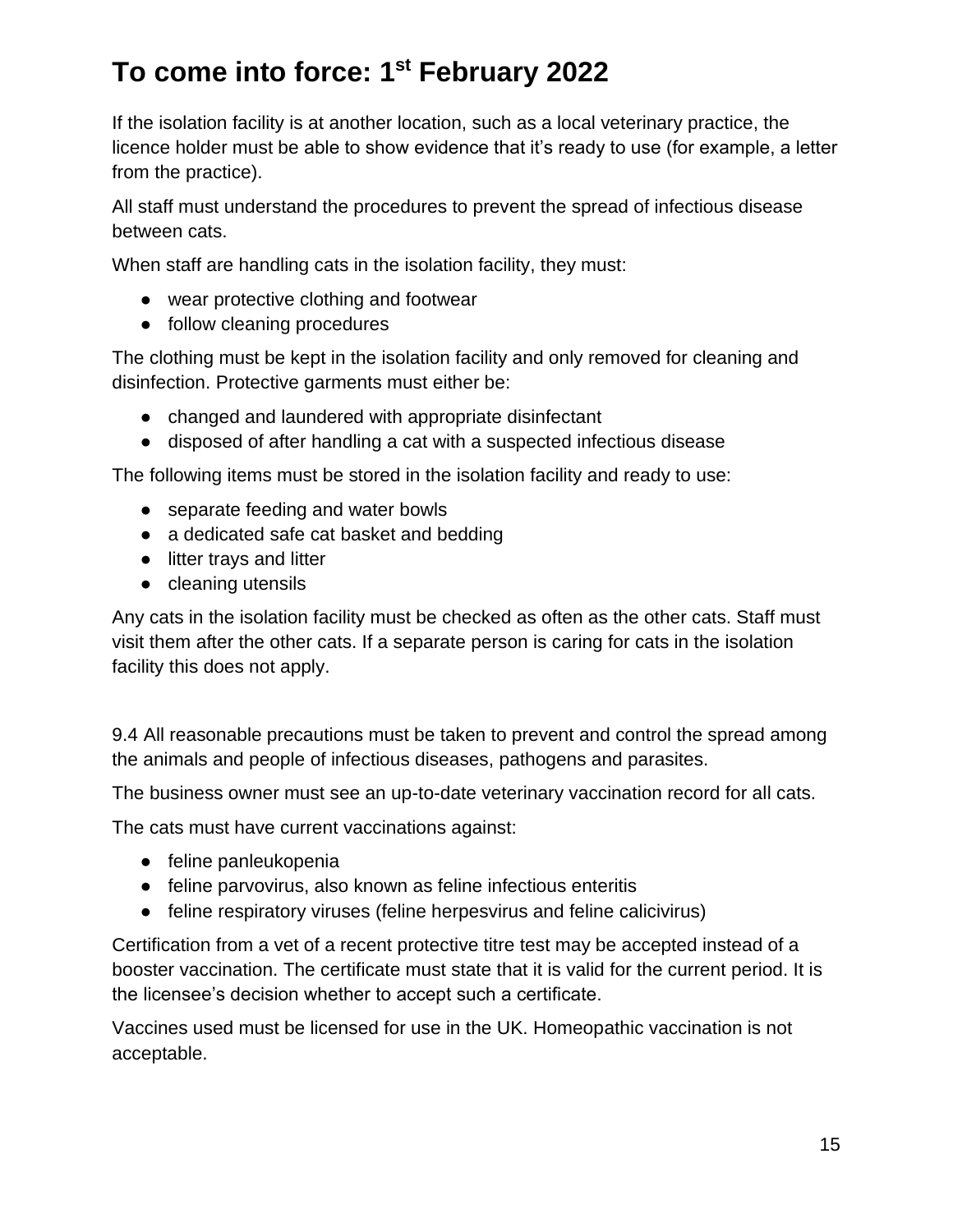# To come into force: 1st February 2022

If the isolation facility is at another location, such as a local veterinary practice, the licence holder must be able to show evidence that it's ready to use (for example, a letter from the practice).

All staff must understand the procedures to prevent the spread of infectious disease between cats.

When staff are handling cats in the isolation facility, they must:

- wear protective clothing and footwear
- follow cleaning procedures

The clothing must be kept in the isolation facility and only removed for cleaning and disinfection. Protective garments must either be:

- changed and laundered with appropriate disinfectant
- disposed of after handling a cat with a suspected infectious disease

The following items must be stored in the isolation facility and ready to use:

- separate feeding and water bowls
- a dedicated safe cat basket and bedding
- litter trays and litter
- cleaning utensils

Any cats in the isolation facility must be checked as often as the other cats. Staff must visit them after the other cats. If a separate person is caring for cats in the isolation facility this does not apply.

9.4 All reasonable precautions must be taken to prevent and control the spread among the animals and people of infectious diseases, pathogens and parasites.

The business owner must see an up-to-date veterinary vaccination record for all cats.

The cats must have current vaccinations against:

- feline panleukopenia
- feline parvovirus, also known as feline infectious enteritis
- feline respiratory viruses (feline herpesvirus and feline calicivirus)

Certification from a vet of a recent protective titre test may be accepted instead of a booster vaccination. The certificate must state that it is valid for the current period. It is the licensee's decision whether to accept such a certificate.

Vaccines used must be licensed for use in the UK. Homeopathic vaccination is not acceptable.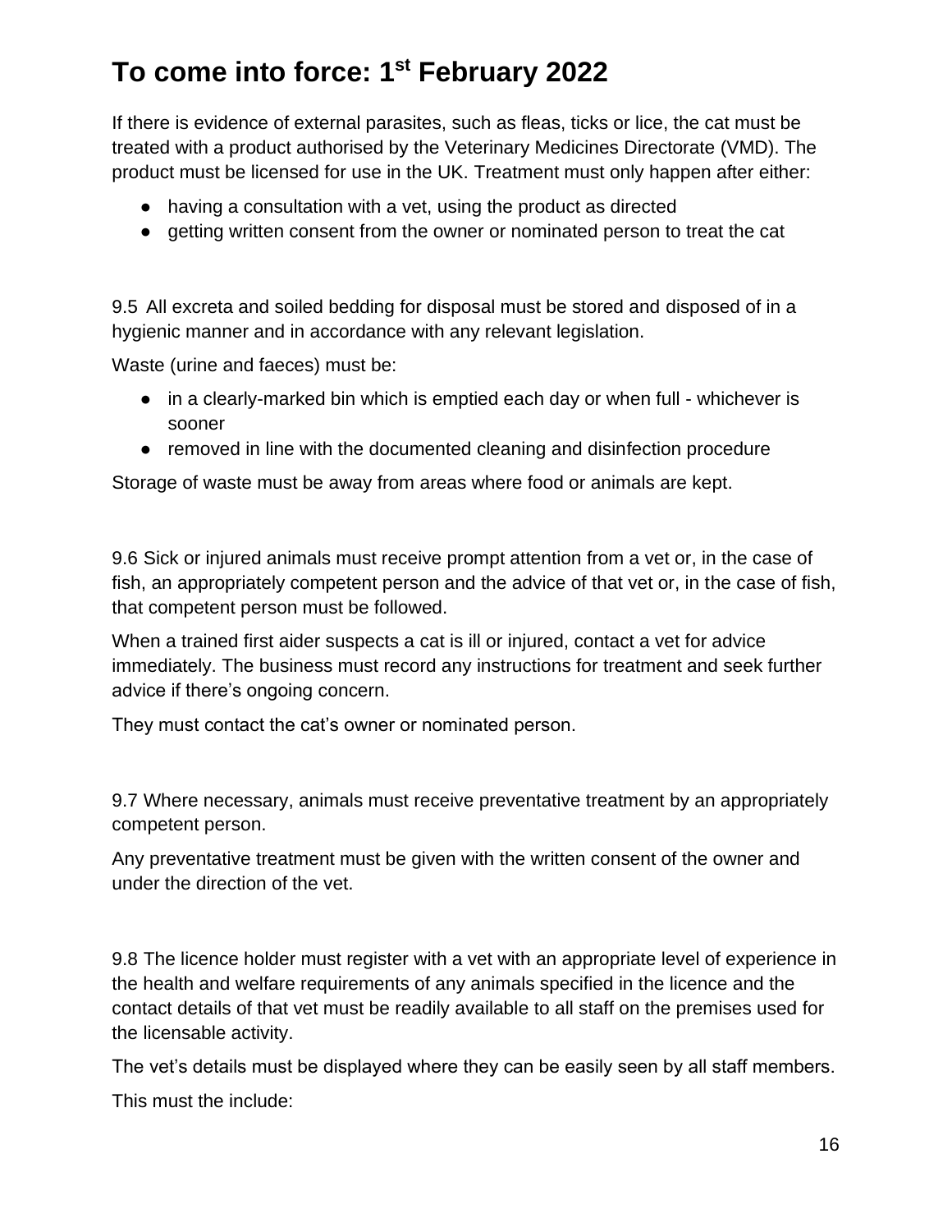## To come into force: 1st February 2022

If there is evidence of external parasites, such as fleas, ticks or lice, the cat must be treated with a product authorised by the Veterinary Medicines Directorate (VMD). The product must be licensed for use in the UK. Treatment must only happen after either:

- having a consultation with a vet, using the product as directed
- getting written consent from the owner or nominated person to treat the cat

9.5 All excreta and soiled bedding for disposal must be stored and disposed of in a hygienic manner and in accordance with any relevant legislation.

Waste (urine and faeces) must be:

- in a clearly-marked bin which is emptied each day or when full - whichever is sooner
- removed in line with the documented cleaning and disinfection procedure

Storage of waste must be away from areas where food or animals are kept.

9.6 Sick or injured animals must receive prompt attention from a vet or, in the case of fish, an appropriately competent person and the advice of that vet or, in the case of fish, that competent person must be followed.

When a trained first aider suspects a cat is ill or injured, contact a vet for advice immediately. The business must record any instructions for treatment and seek further advice if there's ongoing concern.

They must contact the cat's owner or nominated person.

9.7 Where necessary, animals must receive preventative treatment by an appropriately competent person.

Any preventative treatment must be given with the written consent of the owner and under the direction of the vet.

9.8 The licence holder must register with a vet with an appropriate level of experience in the health and welfare requirements of any animals specified in the licence and the contact details of that vet must be readily available to all staff on the premises used for the licensable activity.

The vet's details must be displayed where they can be easily seen by all staff members.

This must the include: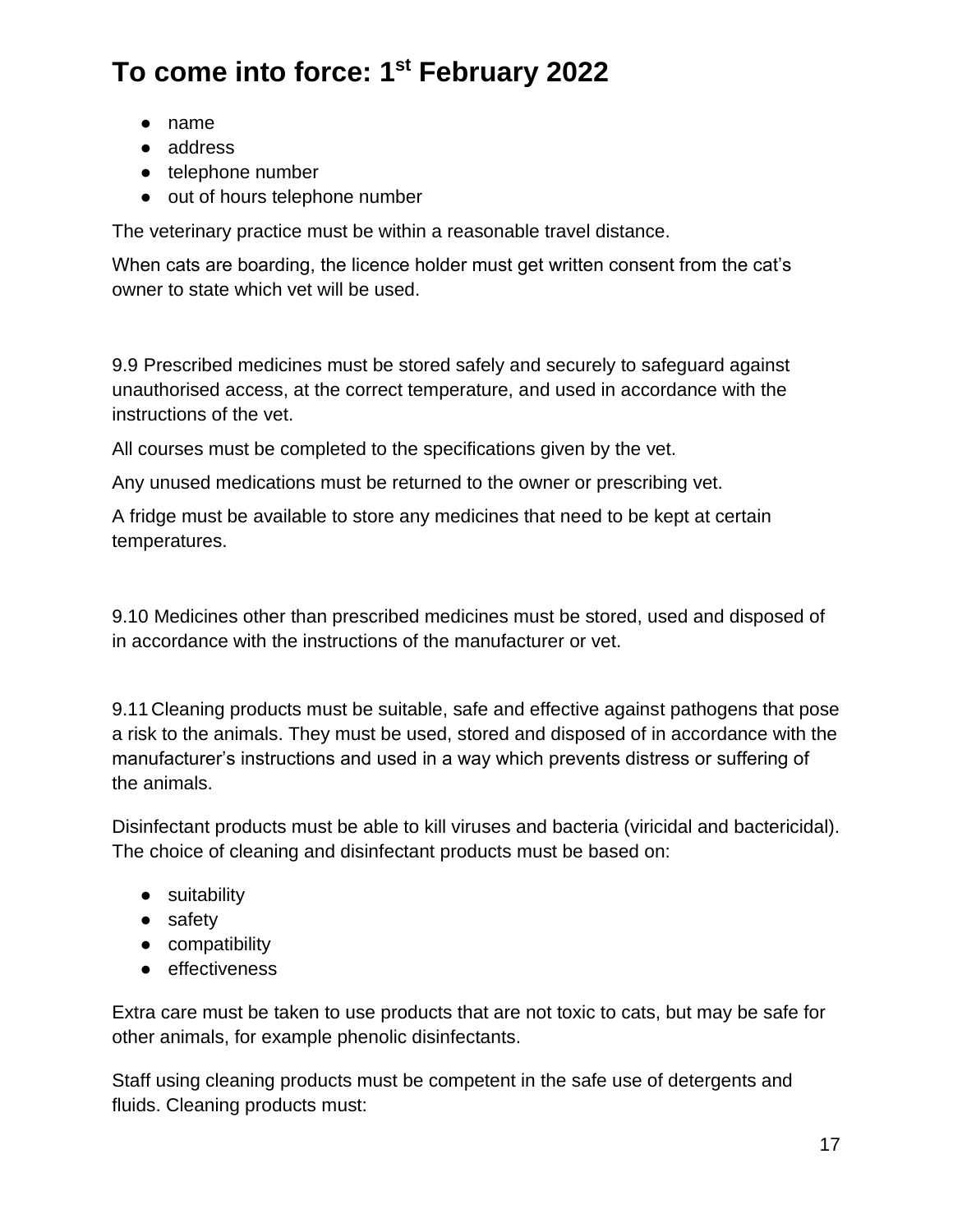- name
- address
- telephone number
- out of hours telephone number

The veterinary practice must be within a reasonable travel distance.

When cats are boarding, the licence holder must get written consent from the cat's owner to state which vet will be used.

9.9 Prescribed medicines must be stored safely and securely to safeguard against unauthorised access, at the correct temperature, and used in accordance with the instructions of the vet.

All courses must be completed to the specifications given by the vet.

Any unused medications must be returned to the owner or prescribing vet.

A fridge must be available to store any medicines that need to be kept at certain temperatures.

9.10 Medicines other than prescribed medicines must be stored, used and disposed of in accordance with the instructions of the manufacturer or vet.

9.11 Cleaning products must be suitable, safe and effective against pathogens that pose a risk to the animals. They must be used, stored and disposed of in accordance with the manufacturer's instructions and used in a way which prevents distress or suffering of the animals.

Disinfectant products must be able to kill viruses and bacteria (viricidal and bactericidal). The choice of cleaning and disinfectant products must be based on:

- suitability
- safety
- compatibility
- effectiveness

Extra care must be taken to use products that are not toxic to cats, but may be safe for other animals, for example phenolic disinfectants.

Staff using cleaning products must be competent in the safe use of detergents and fluids. Cleaning products must: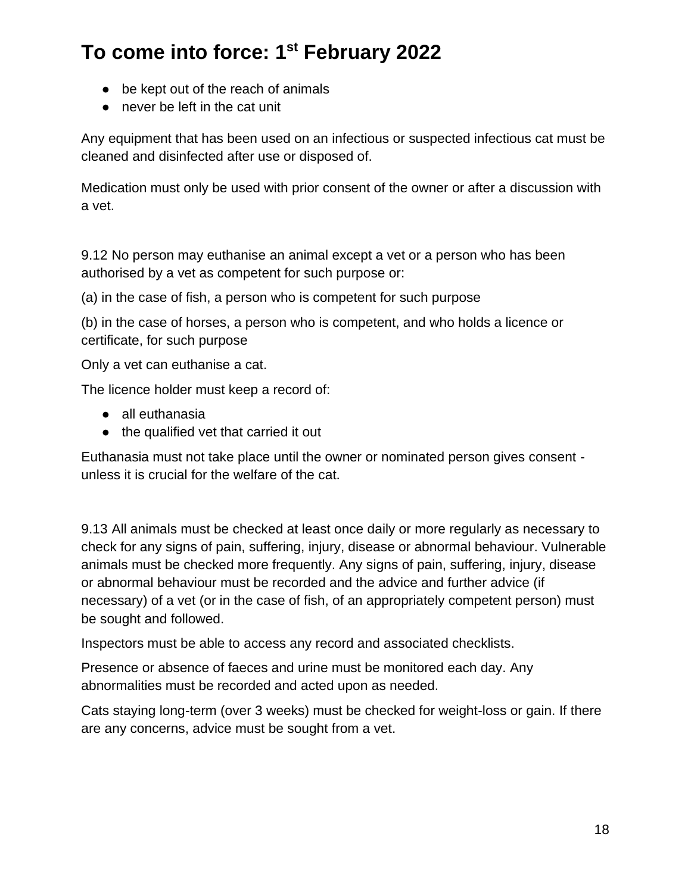- be kept out of the reach of animals
- never be left in the cat unit

Any equipment that has been used on an infectious or suspected infectious cat must be cleaned and disinfected after use or disposed of.

Medication must only be used with prior consent of the owner or after a discussion with a vet.

9.12 No person may euthanise an animal except a vet or a person who has been authorised by a vet as competent for such purpose or:

(a) in the case of fish, a person who is competent for such purpose

(b) in the case of horses, a person who is competent, and who holds a licence or certificate, for such purpose

Only a vet can euthanise a cat.

The licence holder must keep a record of:

- all euthanasia
- the qualified vet that carried it out

Euthanasia must not take place until the owner or nominated person gives consent - unless it is crucial for the welfare of the cat.

9.13 All animals must be checked at least once daily or more regularly as necessary to check for any signs of pain, suffering, injury, disease or abnormal behaviour. Vulnerable animals must be checked more frequently. Any signs of pain, suffering, injury, disease or abnormal behaviour must be recorded and the advice and further advice (if necessary) of a vet (or in the case of fish, of an appropriately competent person) must be sought and followed.

Inspectors must be able to access any record and associated checklists.

Presence or absence of faeces and urine must be monitored each day. Any abnormalities must be recorded and acted upon as needed.

Cats staying long-term (over 3 weeks) must be checked for weight-loss or gain. If there are any concerns, advice must be sought from a vet.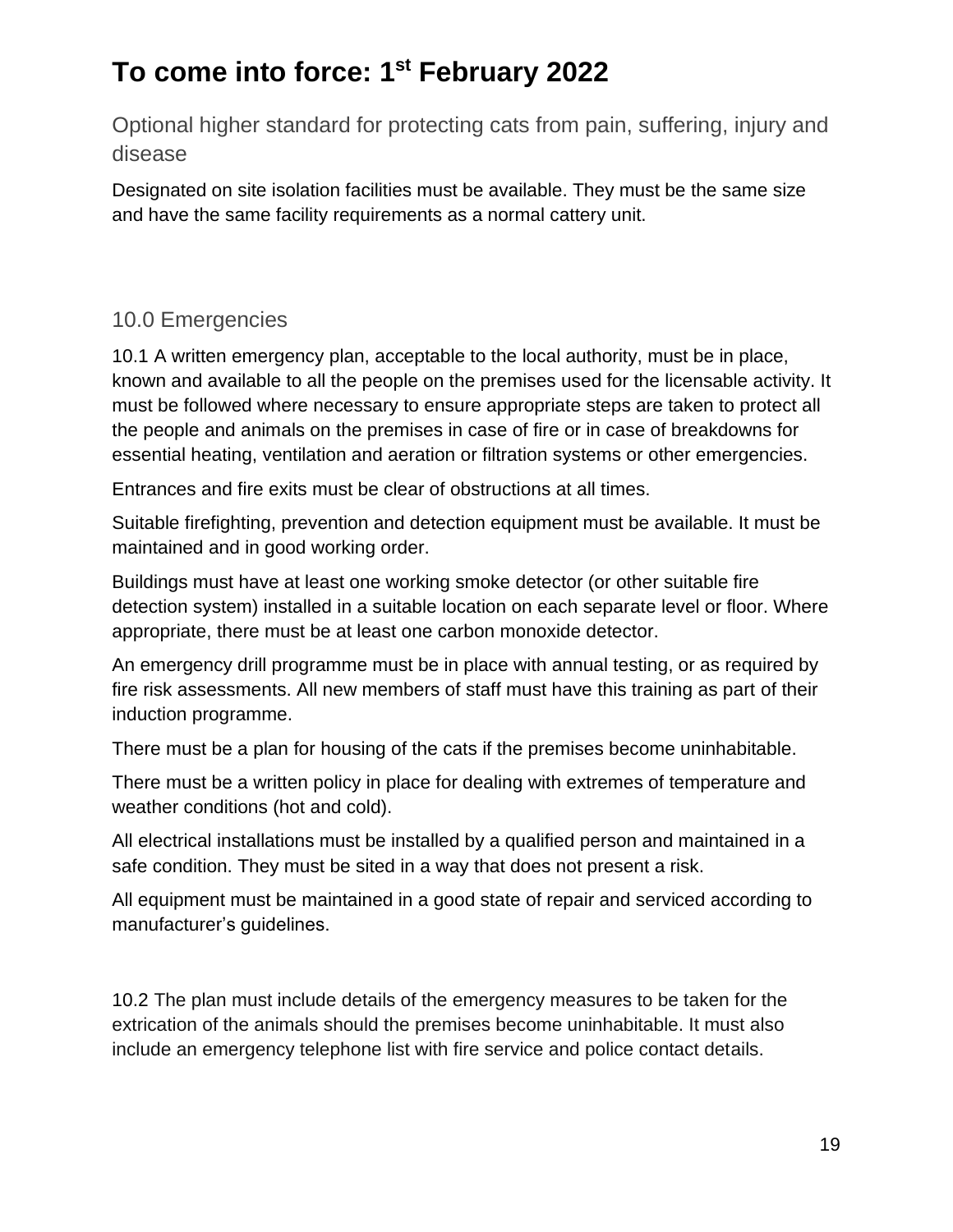# To come into force: 1st February 2022

## Optional higher standard for protecting cats from pain, suffering, injury and disease

Designated on site isolation facilities must be available. They must be the same size and have the same facility requirements as a normal cattery unit.

## 10.0 Emergencies

10.1 A written emergency plan, acceptable to the local authority, must be in place, known and available to all the people on the premises used for the licensable activity. It must be followed where necessary to ensure appropriate steps are taken to protect all the people and animals on the premises in case of fire or in case of breakdowns for essential heating, ventilation and aeration or filtration systems or other emergencies.

Entrances and fire exits must be clear of obstructions at all times.

Suitable firefighting, prevention and detection equipment must be available. It must be maintained and in good working order.

Buildings must have at least one working smoke detector (or other suitable fire detection system) installed in a suitable location on each separate level or floor. Where appropriate, there must be at least one carbon monoxide detector.

An emergency drill programme must be in place with annual testing, or as required by fire risk assessments. All new members of staff must have this training as part of their induction programme.

There must be a plan for housing of the cats if the premises become uninhabitable.

There must be a written policy in place for dealing with extremes of temperature and weather conditions (hot and cold).

All electrical installations must be installed by a qualified person and maintained in a safe condition. They must be sited in a way that does not present a risk.

All equipment must be maintained in a good state of repair and serviced according to manufacturer's guidelines.

10.2 The plan must include details of the emergency measures to be taken for the extrication of the animals should the premises become uninhabitable. It must also include an emergency telephone list with fire service and police contact details.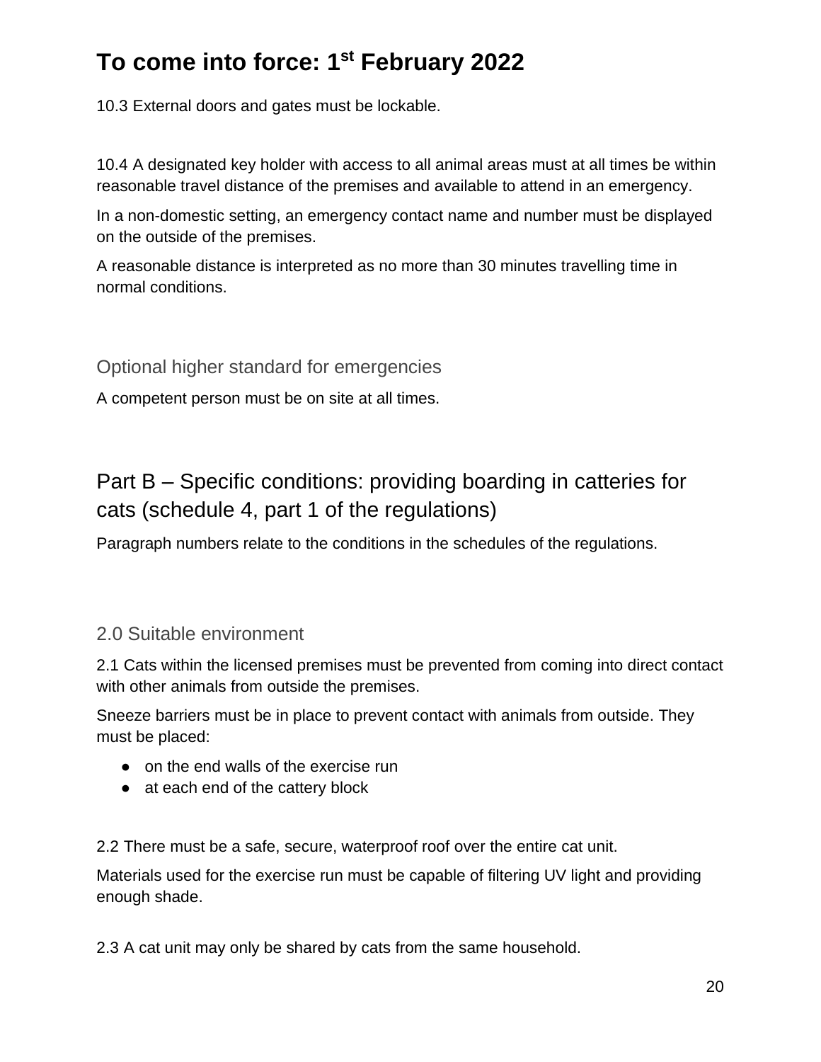# To come into force: 1st February 2022

10.3 External doors and gates must be lockable.

10.4 A designated key holder with access to all animal areas must at all times be within reasonable travel distance of the premises and available to attend in an emergency.

In a non-domestic setting, an emergency contact name and number must be displayed on the outside of the premises.

A reasonable distance is interpreted as no more than 30 minutes travelling time in normal conditions.

### Optional higher standard for emergencies

A competent person must be on site at all times.

## Part B – Specific conditions: providing boarding in catteries for cats (schedule 4, part 1 of the regulations)

Paragraph numbers relate to the conditions in the schedules of the regulations.

### 2.0 Suitable environment

2.1 Cats within the licensed premises must be prevented from coming into direct contact with other animals from outside the premises.

Sneeze barriers must be in place to prevent contact with animals from outside. They must be placed:

- on the end walls of the exercise run
- at each end of the cattery block

2.2 There must be a safe, secure, waterproof roof over the entire cat unit.

Materials used for the exercise run must be capable of filtering UV light and providing enough shade.

2.3 A cat unit may only be shared by cats from the same household.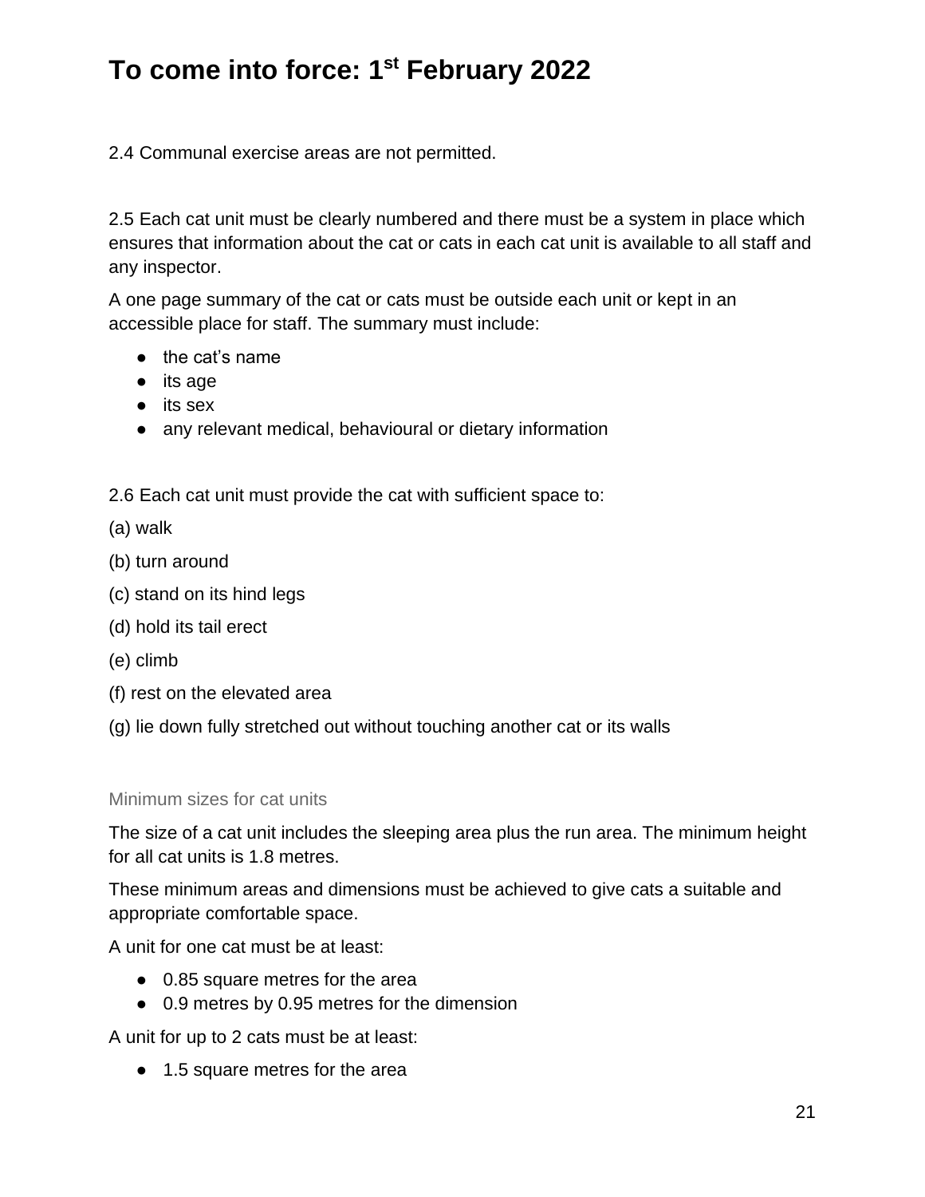# To come into force: 1st February 2022

2.4 Communal exercise areas are not permitted.

2.5 Each cat unit must be clearly numbered and there must be a system in place which ensures that information about the cat or cats in each cat unit is available to all staff and any inspector.

A one page summary of the cat or cats must be outside each unit or kept in an accessible place for staff. The summary must include:

- the cat's name
- its age
- its sex
- any relevant medical, behavioural or dietary information

2.6 Each cat unit must provide the cat with sufficient space to:

(a) walk

(b) turn around

(c) stand on its hind legs

(d) hold its tail erect

(e) climb

(f) rest on the elevated area

(g) lie down fully stretched out without touching another cat or its walls

### Minimum sizes for cat units

The size of a cat unit includes the sleeping area plus the run area. The minimum height for all cat units is 1.8 metres.

These minimum areas and dimensions must be achieved to give cats a suitable and appropriate comfortable space.

A unit for one cat must be at least:

- 0.85 square metres for the area
- 0.9 metres by 0.95 metres for the dimension

A unit for up to 2 cats must be at least:

- 1.5 square metres for the area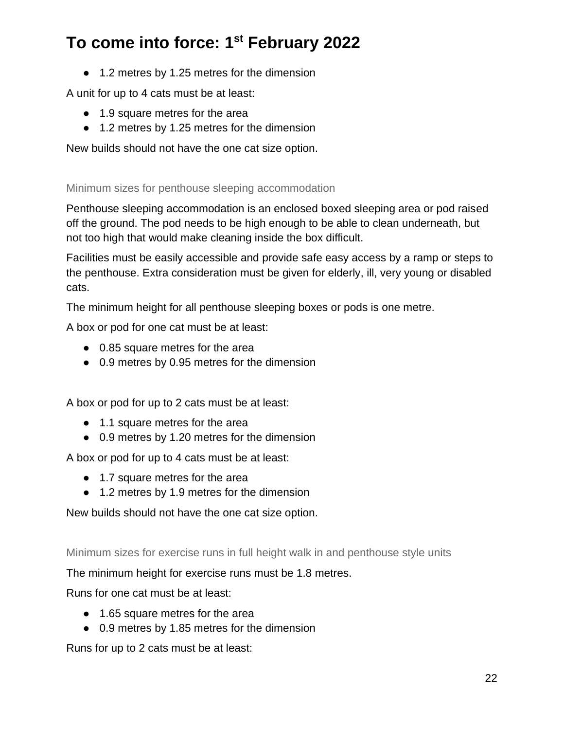# To come into force: 1st February 2022

- 1.2 metres by 1.25 metres for the dimension

A unit for up to 4 cats must be at least:

- 1.9 square metres for the area
- 1.2 metres by 1.25 metres for the dimension

New builds should not have the one cat size option.

### Minimum sizes for penthouse sleeping accommodation

Penthouse sleeping accommodation is an enclosed boxed sleeping area or pod raised off the ground. The pod needs to be high enough to be able to clean underneath, but not too high that would make cleaning inside the box difficult.

Facilities must be easily accessible and provide safe easy access by a ramp or steps to the penthouse. Extra consideration must be given for elderly, ill, very young or disabled cats.

The minimum height for all penthouse sleeping boxes or pods is one metre.

A box or pod for one cat must be at least:

- 0.85 square metres for the area
- 0.9 metres by 0.95 metres for the dimension

A box or pod for up to 2 cats must be at least:

- 1.1 square metres for the area
- 0.9 metres by 1.20 metres for the dimension

A box or pod for up to 4 cats must be at least:

- 1.7 square metres for the area
- 1.2 metres by 1.9 metres for the dimension

New builds should not have the one cat size option.

### Minimum sizes for exercise runs in full height walk in and penthouse style units

The minimum height for exercise runs must be 1.8 metres.

Runs for one cat must be at least:

- 1.65 square metres for the area
- 0.9 metres by 1.85 metres for the dimension

Runs for up to 2 cats must be at least: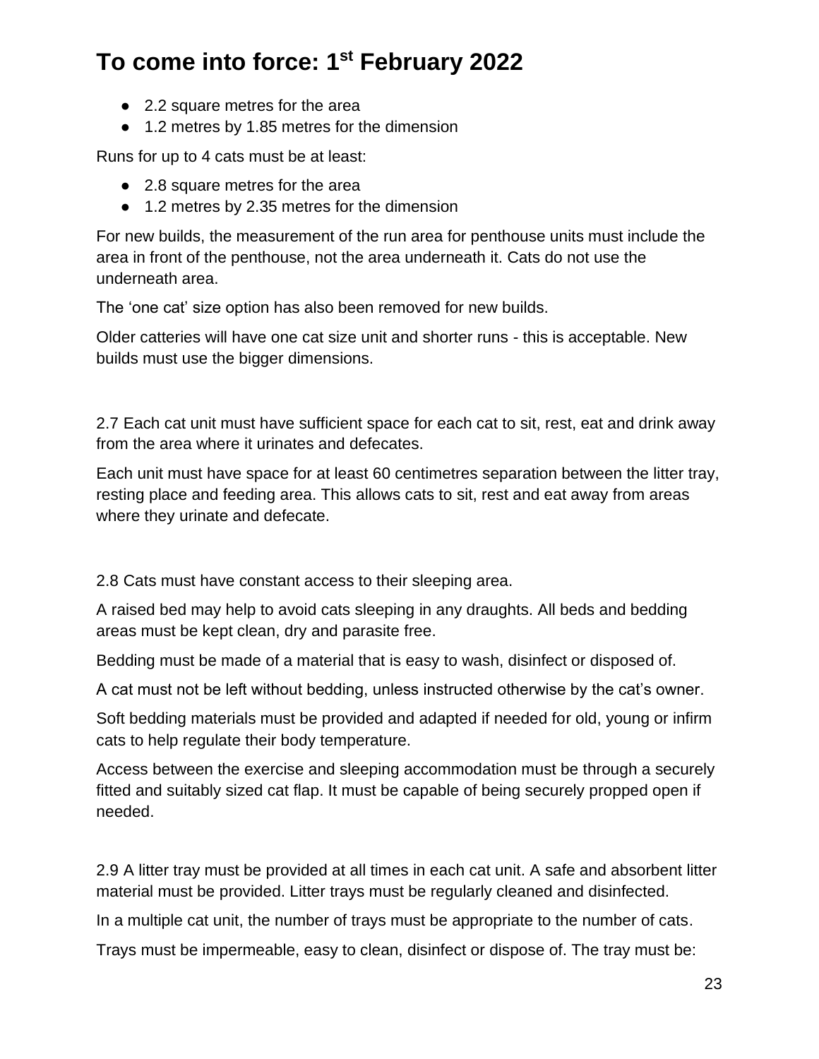## To come into force: 1st February 2022

- 2.2 square metres for the area
- 1.2 metres by 1.85 metres for the dimension

Runs for up to 4 cats must be at least:

- 2.8 square metres for the area
- 1.2 metres by 2.35 metres for the dimension

For new builds, the measurement of the run area for penthouse units must include the area in front of the penthouse, not the area underneath it. Cats do not use the underneath area.

The 'one cat' size option has also been removed for new builds.

Older catteries will have one cat size unit and shorter runs - this is acceptable. New builds must use the bigger dimensions.

2.7 Each cat unit must have sufficient space for each cat to sit, rest, eat and drink away from the area where it urinates and defecates.

Each unit must have space for at least 60 centimetres separation between the litter tray, resting place and feeding area. This allows cats to sit, rest and eat away from areas where they urinate and defecate.

2.8 Cats must have constant access to their sleeping area.

A raised bed may help to avoid cats sleeping in any draughts. All beds and bedding areas must be kept clean, dry and parasite free.

Bedding must be made of a material that is easy to wash, disinfect or disposed of.

A cat must not be left without bedding, unless instructed otherwise by the cat's owner.

Soft bedding materials must be provided and adapted if needed for old, young or infirm cats to help regulate their body temperature.

Access between the exercise and sleeping accommodation must be through a securely fitted and suitably sized cat flap. It must be capable of being securely propped open if needed.

2.9 A litter tray must be provided at all times in each cat unit. A safe and absorbent litter material must be provided. Litter trays must be regularly cleaned and disinfected.

In a multiple cat unit, the number of trays must be appropriate to the number of cats.

Trays must be impermeable, easy to clean, disinfect or dispose of. The tray must be: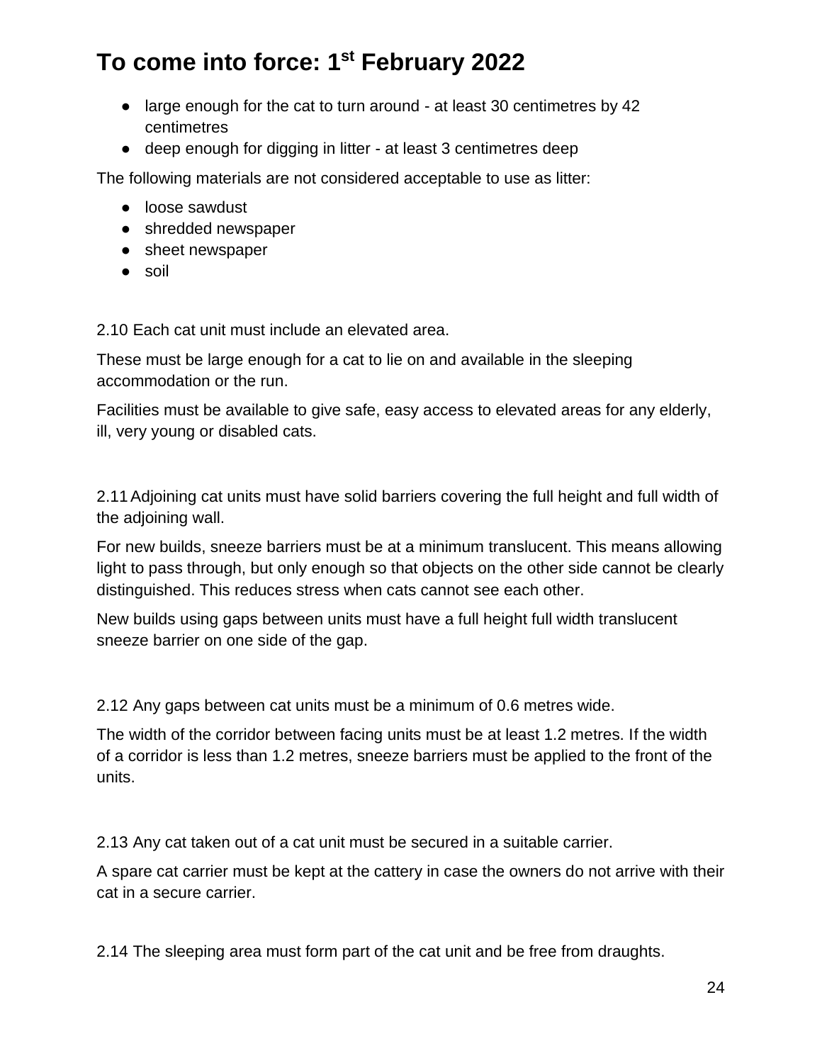## To come into force: 1st February 2022

- large enough for the cat to turn around - at least 30 centimetres by 42 centimetres
- deep enough for digging in litter - at least 3 centimetres deep

The following materials are not considered acceptable to use as litter:

- loose sawdust
- shredded newspaper
- sheet newspaper
- soil

2.10 Each cat unit must include an elevated area.

These must be large enough for a cat to lie on and available in the sleeping accommodation or the run.

Facilities must be available to give safe, easy access to elevated areas for any elderly, ill, very young or disabled cats.

2.11 Adjoining cat units must have solid barriers covering the full height and full width of the adjoining wall.

For new builds, sneeze barriers must be at a minimum translucent. This means allowing light to pass through, but only enough so that objects on the other side cannot be clearly distinguished. This reduces stress when cats cannot see each other.

New builds using gaps between units must have a full height full width translucent sneeze barrier on one side of the gap.

2.12 Any gaps between cat units must be a minimum of 0.6 metres wide.

The width of the corridor between facing units must be at least 1.2 metres. If the width of a corridor is less than 1.2 metres, sneeze barriers must be applied to the front of the units.

2.13 Any cat taken out of a cat unit must be secured in a suitable carrier.

A spare cat carrier must be kept at the cattery in case the owners do not arrive with their cat in a secure carrier.

2.14 The sleeping area must form part of the cat unit and be free from draughts.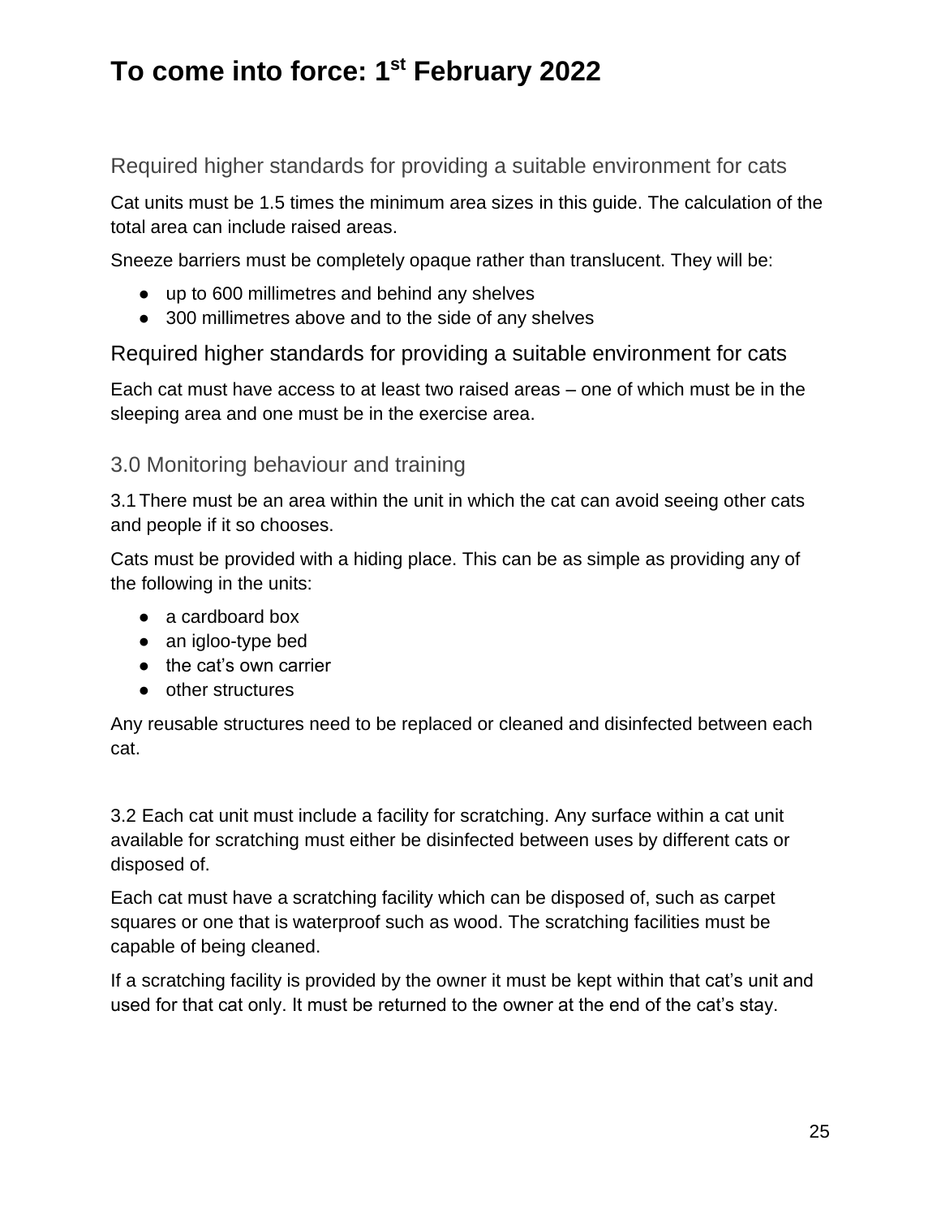# To come into force: 1st February 2022

### Required higher standards for providing a suitable environment for cats

Cat units must be 1.5 times the minimum area sizes in this guide. The calculation of the total area can include raised areas.

Sneeze barriers must be completely opaque rather than translucent. They will be:

- up to 600 millimetres and behind any shelves
- 300 millimetres above and to the side of any shelves

### Required higher standards for providing a suitable environment for cats

Each cat must have access to at least two raised areas – one of which must be in the sleeping area and one must be in the exercise area.

## 3.0 Monitoring behaviour and training

3.1 There must be an area within the unit in which the cat can avoid seeing other cats and people if it so chooses.

Cats must be provided with a hiding place. This can be as simple as providing any of the following in the units:

- a cardboard box
- an igloo-type bed
- the cat's own carrier
- other structures

Any reusable structures need to be replaced or cleaned and disinfected between each cat.

3.2 Each cat unit must include a facility for scratching. Any surface within a cat unit available for scratching must either be disinfected between uses by different cats or disposed of.

Each cat must have a scratching facility which can be disposed of, such as carpet squares or one that is waterproof such as wood. The scratching facilities must be capable of being cleaned.

If a scratching facility is provided by the owner it must be kept within that cat's unit and used for that cat only. It must be returned to the owner at the end of the cat's stay.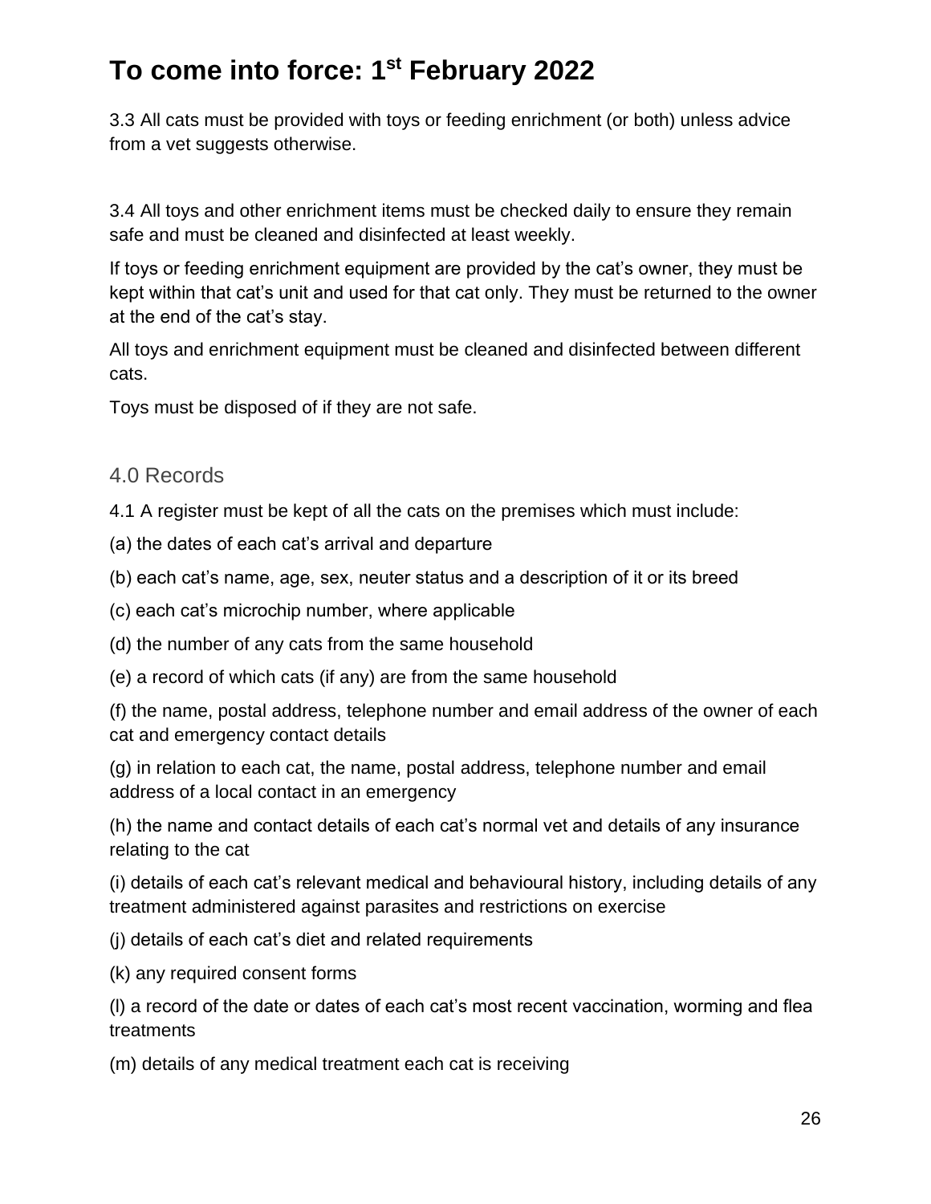# To come into force: 1st February 2022

3.3 All cats must be provided with toys or feeding enrichment (or both) unless advice from a vet suggests otherwise.

3.4 All toys and other enrichment items must be checked daily to ensure they remain safe and must be cleaned and disinfected at least weekly.

If toys or feeding enrichment equipment are provided by the cat's owner, they must be kept within that cat's unit and used for that cat only. They must be returned to the owner at the end of the cat's stay.

All toys and enrichment equipment must be cleaned and disinfected between different cats.

Toys must be disposed of if they are not safe.

## 4.0 Records

4.1 A register must be kept of all the cats on the premises which must include:

(a) the dates of each cat's arrival and departure

(b) each cat's name, age, sex, neuter status and a description of it or its breed

(c) each cat's microchip number, where applicable

(d) the number of any cats from the same household

(e) a record of which cats (if any) are from the same household

(f) the name, postal address, telephone number and email address of the owner of each cat and emergency contact details

(g) in relation to each cat, the name, postal address, telephone number and email address of a local contact in an emergency

(h) the name and contact details of each cat's normal vet and details of any insurance relating to the cat

(i) details of each cat's relevant medical and behavioural history, including details of any treatment administered against parasites and restrictions on exercise

(j) details of each cat's diet and related requirements

(k) any required consent forms

(l) a record of the date or dates of each cat's most recent vaccination, worming and flea treatments

(m) details of any medical treatment each cat is receiving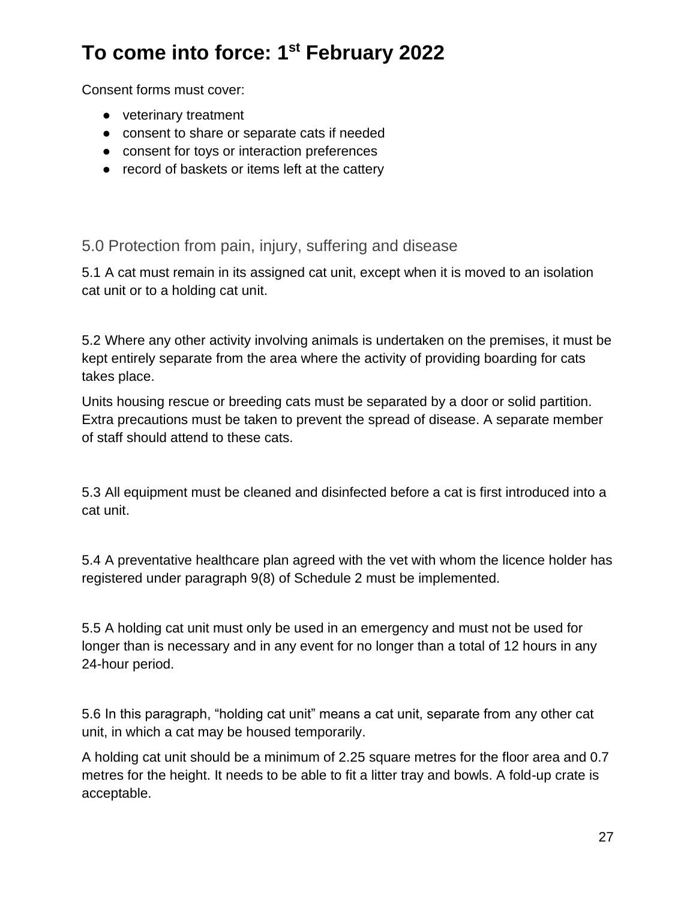# To come into force: 1st February 2022

Consent forms must cover:

- veterinary treatment
- consent to share or separate cats if needed
- consent for toys or interaction preferences
- record of baskets or items left at the cattery

## 5.0 Protection from pain, injury, suffering and disease

5.1 A cat must remain in its assigned cat unit, except when it is moved to an isolation cat unit or to a holding cat unit.

5.2 Where any other activity involving animals is undertaken on the premises, it must be kept entirely separate from the area where the activity of providing boarding for cats takes place.

Units housing rescue or breeding cats must be separated by a door or solid partition. Extra precautions must be taken to prevent the spread of disease. A separate member of staff should attend to these cats.

5.3 All equipment must be cleaned and disinfected before a cat is first introduced into a cat unit.

5.4 A preventative healthcare plan agreed with the vet with whom the licence holder has registered under paragraph 9(8) of Schedule 2 must be implemented.

5.5 A holding cat unit must only be used in an emergency and must not be used for longer than is necessary and in any event for no longer than a total of 12 hours in any 24-hour period.

5.6 In this paragraph, "holding cat unit" means a cat unit, separate from any other cat unit, in which a cat may be housed temporarily.

A holding cat unit should be a minimum of 2.25 square metres for the floor area and 0.7 metres for the height. It needs to be able to fit a litter tray and bowls. A fold-up crate is acceptable.